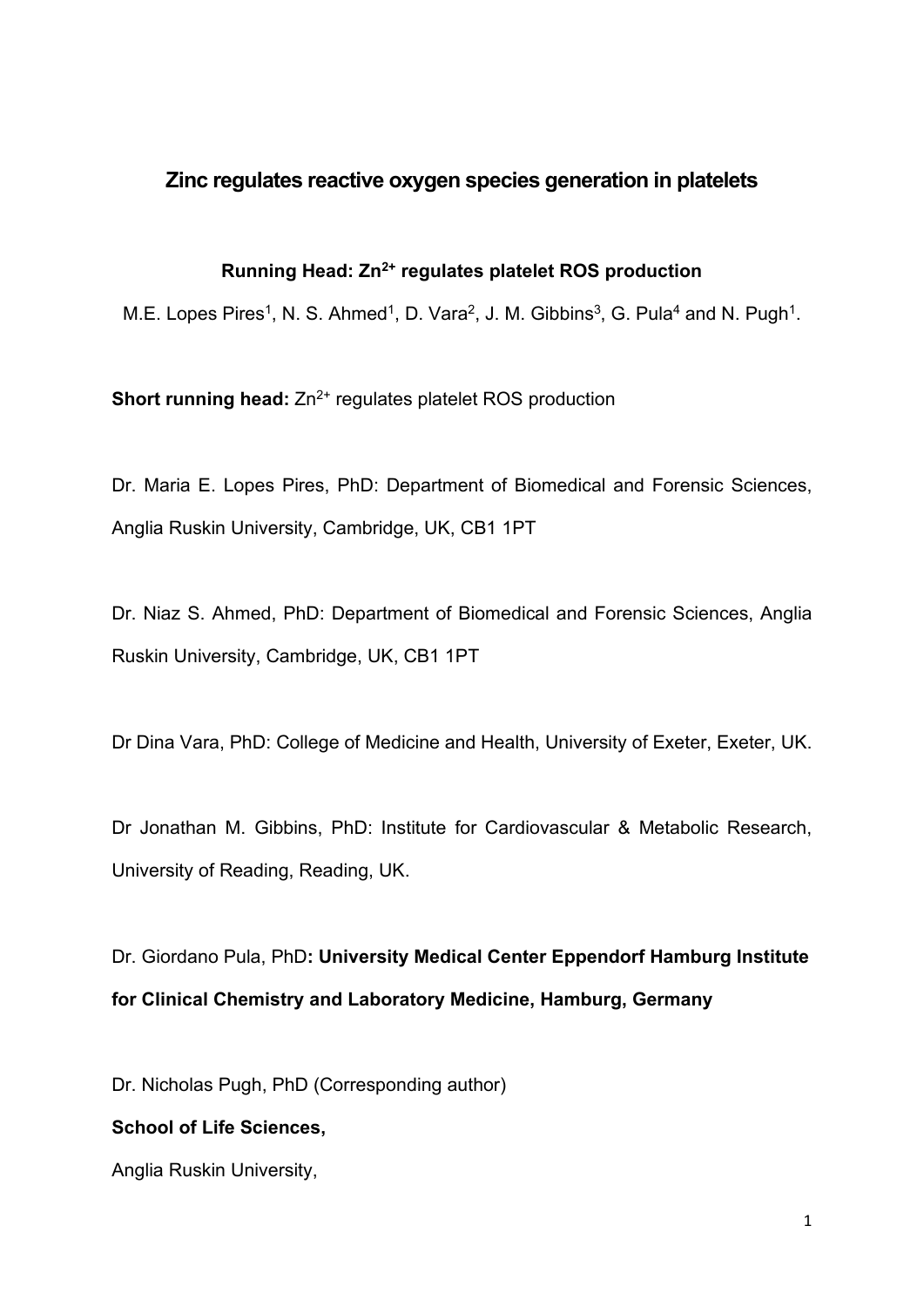# Zinc regulates reactive oxygen species generation in platelets

**Running Head: $Zn^{2+}$ regulates platelet ROS production**

M.E. Lopes Pires[1], N. S. Ahmed[1], D. Vara[2], J. M. Gibbins[3], G. Pula[4] and N. Pugh[1].

**Short running head:** $Zn^{2+}$ regulates platelet ROS production

Dr. Maria E. Lopes Pires, PhD: Department of Biomedical and Forensic Sciences, Anglia Ruskin University, Cambridge, UK, CB1 1PT

Dr. Niaz S. Ahmed, PhD: Department of Biomedical and Forensic Sciences, Anglia Ruskin University, Cambridge, UK, CB1 1PT

Dr Dina Vara, PhD: College of Medicine and Health, University of Exeter, Exeter, UK.

Dr Jonathan M. Gibbins, PhD: Institute for Cardiovascular & Metabolic Research, University of Reading, Reading, UK.

Dr. Giordano Pula, PhD**: University Medical Center Eppendorf Hamburg Institute for Clinical Chemistry and Laboratory Medicine, Hamburg, Germany**

Dr. Nicholas Pugh, PhD (Corresponding author)

**School of Life Sciences,**

Anglia Ruskin University,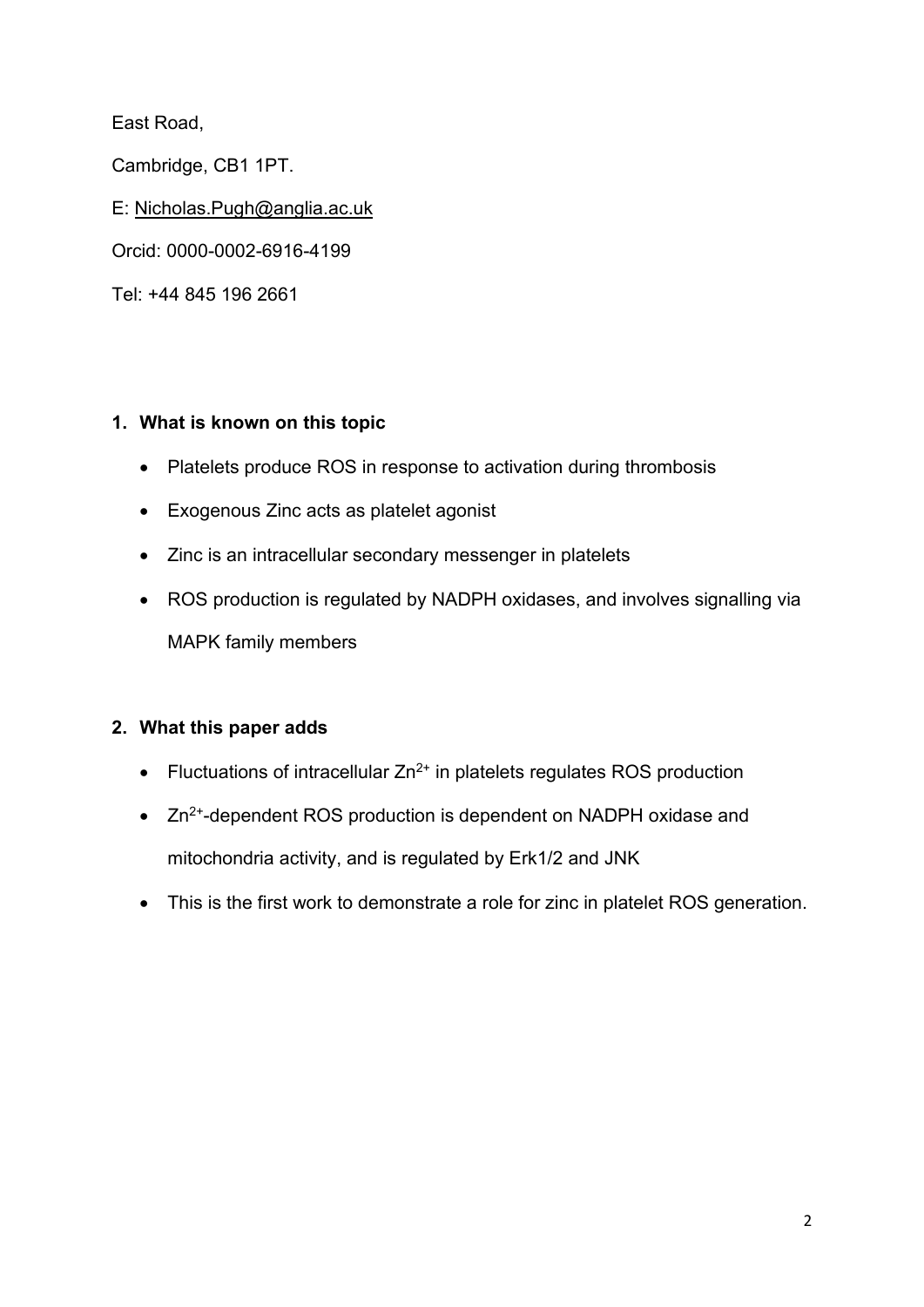East Road,

Cambridge, CB1 1PT.

E: Nicholas.Pugh@anglia.ac.uk

Orcid: 0000-0002-6916-4199

Tel: +44 845 196 2661

1. **What is known on this topic**

- Platelets produce ROS in response to activation during thrombosis
- Exogenous Zinc acts as platelet agonist
- Zinc is an intracellular secondary messenger in platelets
- ROS production is regulated by NADPH oxidases, and involves signalling via MAPK family members

2. **What this paper adds**

- Fluctuations of intracellular $Zn^{2+}$ in platelets regulates ROS production
- $Zn^{2+}$-dependent ROS production is dependent on NADPH oxidase and mitochondria activity, and is regulated by Erk1/2 and JNK
- This is the first work to demonstrate a role for zinc in platelet ROS generation.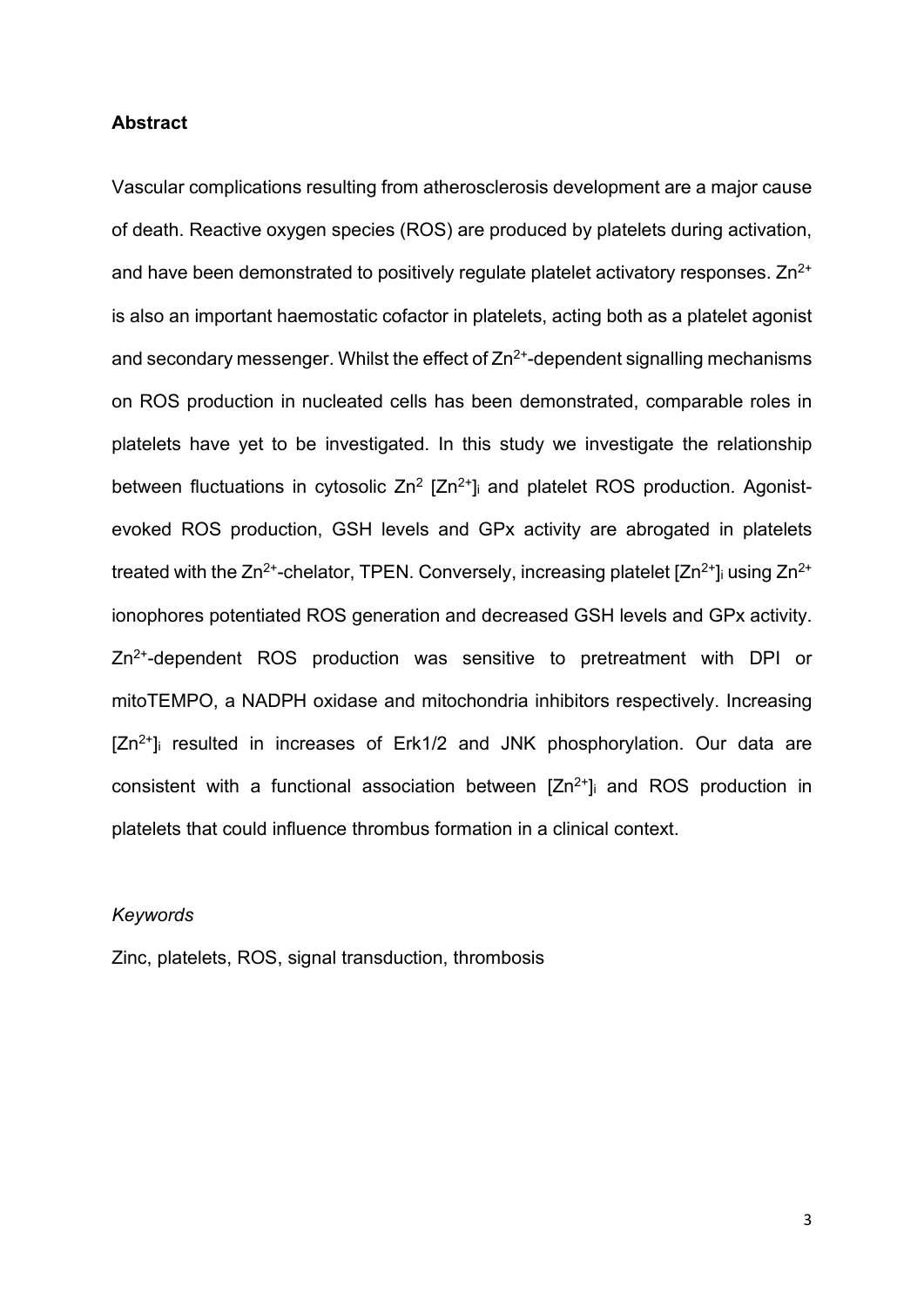**Abstract**

Vascular complications resulting from atherosclerosis development are a major cause of death. Reactive oxygen species (ROS) are produced by platelets during activation, and have been demonstrated to positively regulate platelet activatory responses. $Zn^{2+}$ is also an important haemostatic cofactor in platelets, acting both as a platelet agonist and secondary messenger. Whilst the effect of $Zn^{2+}$-dependent signalling mechanisms on ROS production in nucleated cells has been demonstrated, comparable roles in platelets have yet to be investigated. In this study we investigate the relationship between fluctuations in cytosolic $Zn^{2}$ $[Zn^{2+}]_i$ and platelet ROS production. Agonist-evoked ROS production, GSH levels and GPx activity are abrogated in platelets treated with the $Zn^{2+}$-chelator, TPEN. Conversely, increasing platelet $[Zn^{2+}]_i$ using $Zn^{2+}$ ionophores potentiated ROS generation and decreased GSH levels and GPx activity. $Zn^{2+}$-dependent ROS production was sensitive to pretreatment with DPI or mitoTEMPO, a NADPH oxidase and mitochondria inhibitors respectively. Increasing $[Zn^{2+}]_i$ resulted in increases of Erk1/2 and JNK phosphorylation. Our data are consistent with a functional association between $[Zn^{2+}]_i$ and ROS production in platelets that could influence thrombus formation in a clinical context.

*Keywords*

Zinc, platelets, ROS, signal transduction, thrombosis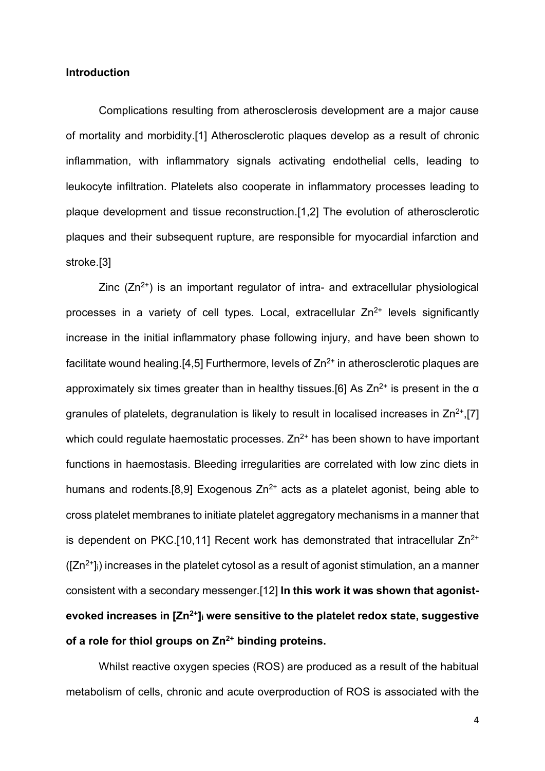## Introduction

Complications resulting from atherosclerosis development are a major cause of mortality and morbidity.[1] Atherosclerotic plaques develop as a result of chronic inflammation, with inflammatory signals activating endothelial cells, leading to leukocyte infiltration. Platelets also cooperate in inflammatory processes leading to plaque development and tissue reconstruction.[1,2] The evolution of atherosclerotic plaques and their subsequent rupture, are responsible for myocardial infarction and stroke.[3]

Zinc ($Zn^{2+}$) is an important regulator of intra- and extracellular physiological processes in a variety of cell types. Local, extracellular $Zn^{2+}$ levels significantly increase in the initial inflammatory phase following injury, and have been shown to facilitate wound healing.[4,5] Furthermore, levels of $Zn^{2+}$ in atherosclerotic plaques are approximately six times greater than in healthy tissues.[6] As $Zn^{2+}$ is present in the α granules of platelets, degranulation is likely to result in localised increases in $Zn^{2+}$,[7] which could regulate haemostatic processes. $Zn^{2+}$ has been shown to have important functions in haemostasis. Bleeding irregularities are correlated with low zinc diets in humans and rodents.[8,9] Exogenous $Zn^{2+}$ acts as a platelet agonist, being able to cross platelet membranes to initiate platelet aggregatory mechanisms in a manner that is dependent on PKC.[10,11] Recent work has demonstrated that intracellular $Zn^{2+}$ ($[Zn^{2+}]_i$) increases in the platelet cytosol as a result of agonist stimulation, an a manner consistent with a secondary messenger.[12] **In this work it was shown that agonist-evoked increases in $[Zn^{2+}]_i$ were sensitive to the platelet redox state, suggestive of a role for thiol groups on $Zn^{2+}$ binding proteins.**

Whilst reactive oxygen species (ROS) are produced as a result of the habitual metabolism of cells, chronic and acute overproduction of ROS is associated with the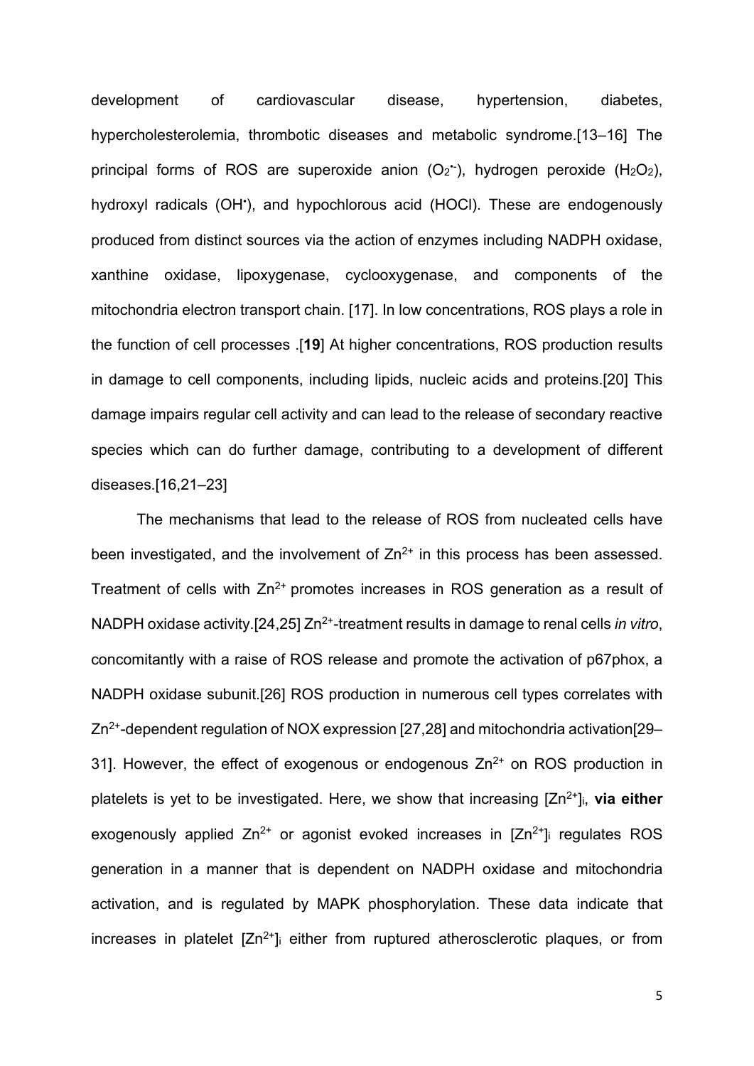development of cardiovascular disease, hypertension, diabetes, hypercholesterolemia, thrombotic diseases and metabolic syndrome.[13–16] The principal forms of ROS are superoxide anion ($O_2^{\bullet-}$), hydrogen peroxide ($H_2O_2$), hydroxyl radicals ($OH^{\bullet}$), and hypochlorous acid (HOCl). These are endogenously produced from distinct sources via the action of enzymes including NADPH oxidase, xanthine oxidase, lipoxygenase, cyclooxygenase, and components of the mitochondria electron transport chain. [17]. In low concentrations, ROS plays a role in the function of cell processes .[**19**] At higher concentrations, ROS production results in damage to cell components, including lipids, nucleic acids and proteins.[20] This damage impairs regular cell activity and can lead to the release of secondary reactive species which can do further damage, contributing to a development of different diseases.[16,21–23]

The mechanisms that lead to the release of ROS from nucleated cells have been investigated, and the involvement of $Zn^{2+}$ in this process has been assessed. Treatment of cells with $Zn^{2+}$ promotes increases in ROS generation as a result of NADPH oxidase activity.[24,25] $Zn^{2+}$-treatment results in damage to renal cells *in vitro*, concomitantly with a raise of ROS release and promote the activation of p67phox, a NADPH oxidase subunit.[26] ROS production in numerous cell types correlates with $Zn^{2+}$-dependent regulation of NOX expression [27,28] and mitochondria activation[29–31]. However, the effect of exogenous or endogenous $Zn^{2+}$ on ROS production in platelets is yet to be investigated. Here, we show that increasing $[Zn^{2+}]_i$, **via either** exogenously applied $Zn^{2+}$ or agonist evoked increases in $[Zn^{2+}]_i$ regulates ROS generation in a manner that is dependent on NADPH oxidase and mitochondria activation, and is regulated by MAPK phosphorylation. These data indicate that increases in platelet $[Zn^{2+}]_i$ either from ruptured atherosclerotic plaques, or from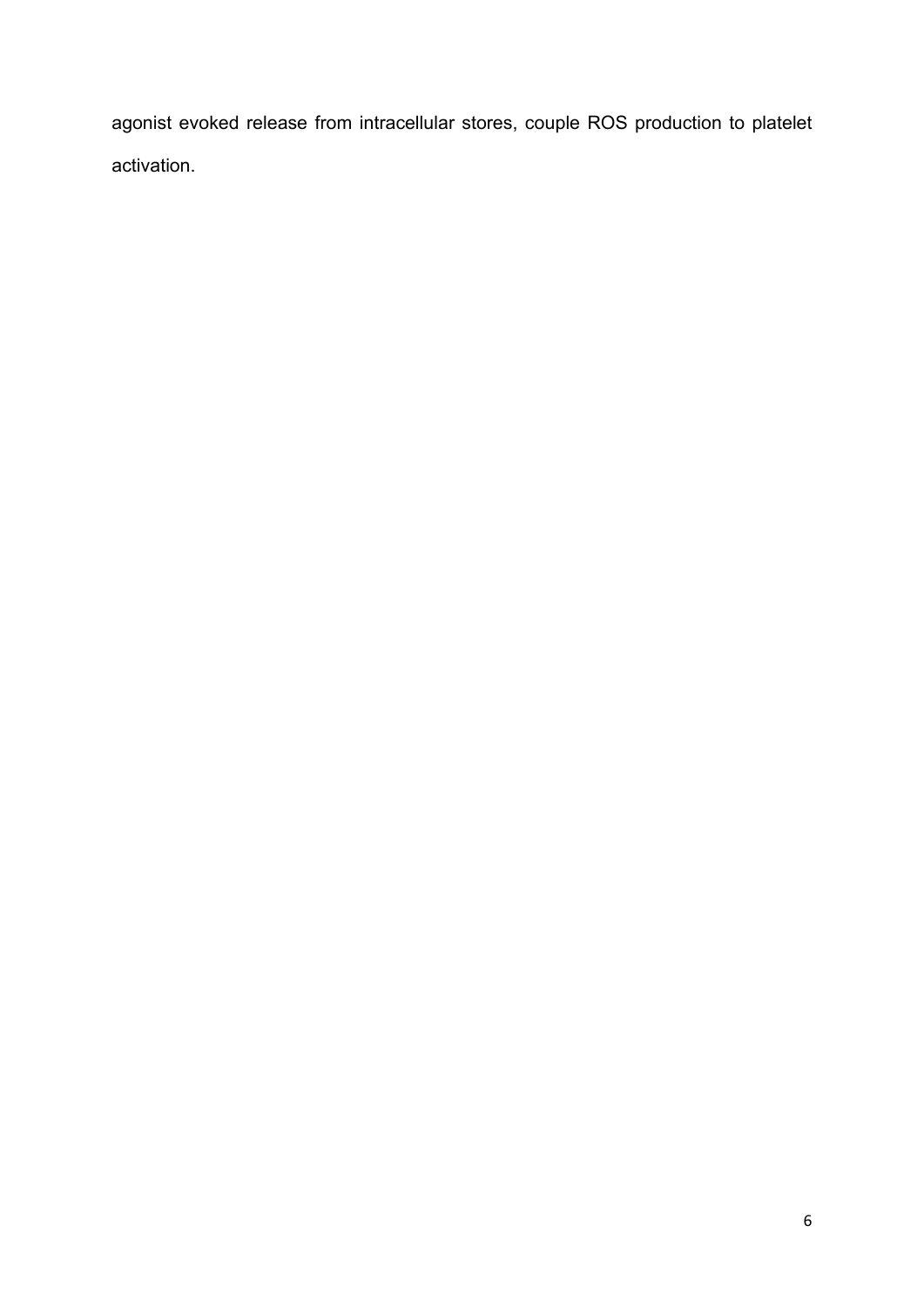agonist evoked release from intracellular stores, couple ROS production to platelet activation.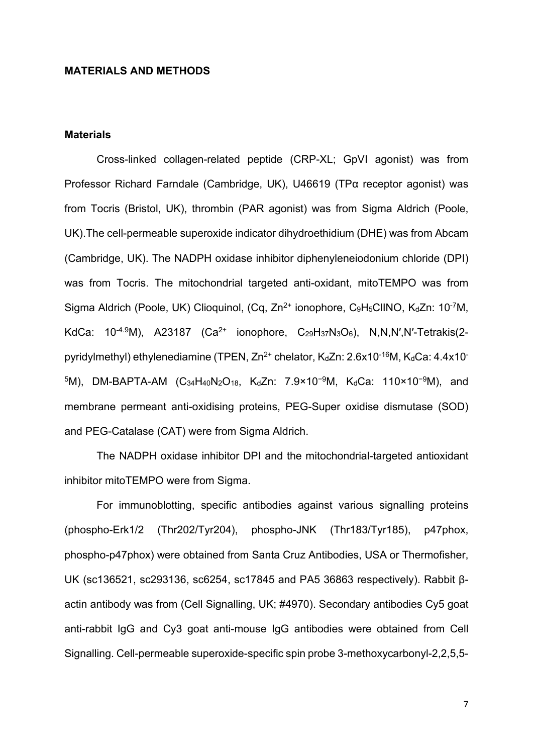## MATERIALS AND METHODS

### Materials

Cross-linked collagen-related peptide (CRP-XL; GpVI agonist) was from Professor Richard Farndale (Cambridge, UK), U46619 (TPα receptor agonist) was from Tocris (Bristol, UK), thrombin (PAR agonist) was from Sigma Aldrich (Poole, UK).The cell-permeable superoxide indicator dihydroethidium (DHE) was from Abcam (Cambridge, UK). The NADPH oxidase inhibitor diphenyleneiodonium chloride (DPI) was from Tocris. The mitochondrial targeted anti-oxidant, mitoTEMPO was from Sigma Aldrich (Poole, UK) Clioquinol, (Cq, $Zn^{2+}$ ionophore, $C_9H_5ClINO$, $K_dZn$: $10^{-7}$M, KdCa: $10^{-4.9}$M), A23187 ($Ca^{2+}$ ionophore, $C_{29}H_{37}N_3O_6$), N,N,N′,N′-Tetrakis(2-pyridylmethyl) ethylenediamine (TPEN, $Zn^{2+}$ chelator, $K_dZn$: $2.6x10^{-16}$M, $K_dCa$: $4.4x10^{-5}$M), DM-BAPTA-AM ($C_{34}H_{40}N_2O_{18}$, $K_dZn$: $7.9×10^{-9}$M, $K_dCa$: $110×10^{-9}$M), and membrane permeant anti-oxidising proteins, PEG-Super oxidise dismutase (SOD) and PEG-Catalase (CAT) were from Sigma Aldrich.

The NADPH oxidase inhibitor DPI and the mitochondrial-targeted antioxidant inhibitor mitoTEMPO were from Sigma.

For immunoblotting, specific antibodies against various signalling proteins (phospho-Erk1/2 (Thr202/Tyr204), phospho-JNK (Thr183/Tyr185), p47phox, phospho-p47phox) were obtained from Santa Cruz Antibodies, USA or Thermofisher, UK (sc136521, sc293136, sc6254, sc17845 and PA5 36863 respectively). Rabbit β-actin antibody was from (Cell Signalling, UK; #4970). Secondary antibodies Cy5 goat anti-rabbit IgG and Cy3 goat anti-mouse IgG antibodies were obtained from Cell Signalling. Cell-permeable superoxide-specific spin probe 3-methoxycarbonyl-2,2,5,5-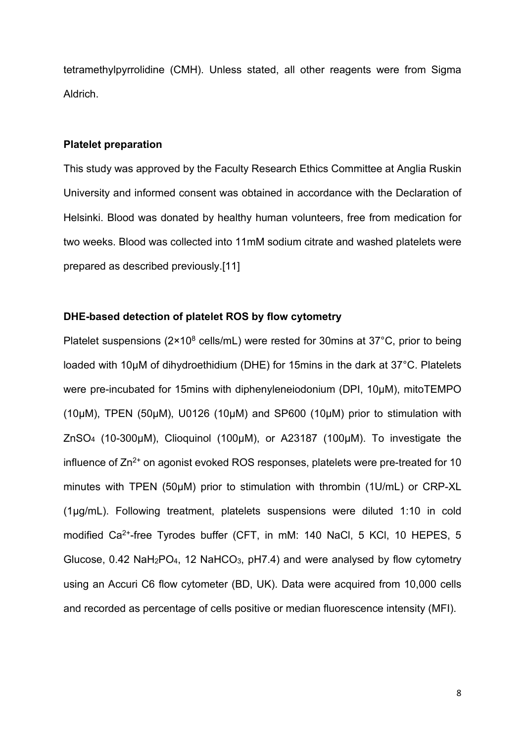tetramethylpyrrolidine (CMH). Unless stated, all other reagents were from Sigma Aldrich.

**Platelet preparation**

This study was approved by the Faculty Research Ethics Committee at Anglia Ruskin University and informed consent was obtained in accordance with the Declaration of Helsinki. Blood was donated by healthy human volunteers, free from medication for two weeks. Blood was collected into 11mM sodium citrate and washed platelets were prepared as described previously.[11]

**DHE-based detection of platelet ROS by flow cytometry**

Platelet suspensions ($2 \times 10^8$ cells/mL) were rested for 30mins at 37°C, prior to being loaded with 10μM of dihydroethidium (DHE) for 15mins in the dark at 37°C. Platelets were pre-incubated for 15mins with diphenyleneiodonium (DPI, 10μM), mitoTEMPO (10μM), TPEN (50μM), U0126 (10μM) and SP600 (10μM) prior to stimulation with $ZnSO_4$ (10-300μM), Clioquinol (100μM), or A23187 (100μM). To investigate the influence of $Zn^{2+}$ on agonist evoked ROS responses, platelets were pre-treated for 10 minutes with TPEN (50μM) prior to stimulation with thrombin (1U/mL) or CRP-XL (1μg/mL). Following treatment, platelets suspensions were diluted 1:10 in cold modified $Ca^{2+}$-free Tyrodes buffer (CFT, in mM: 140 NaCl, 5 KCl, 10 HEPES, 5 Glucose, 0.42 $NaH_2PO_4$, 12 $NaHCO_3$, pH7.4) and were analysed by flow cytometry using an Accuri C6 flow cytometer (BD, UK). Data were acquired from 10,000 cells and recorded as percentage of cells positive or median fluorescence intensity (MFI).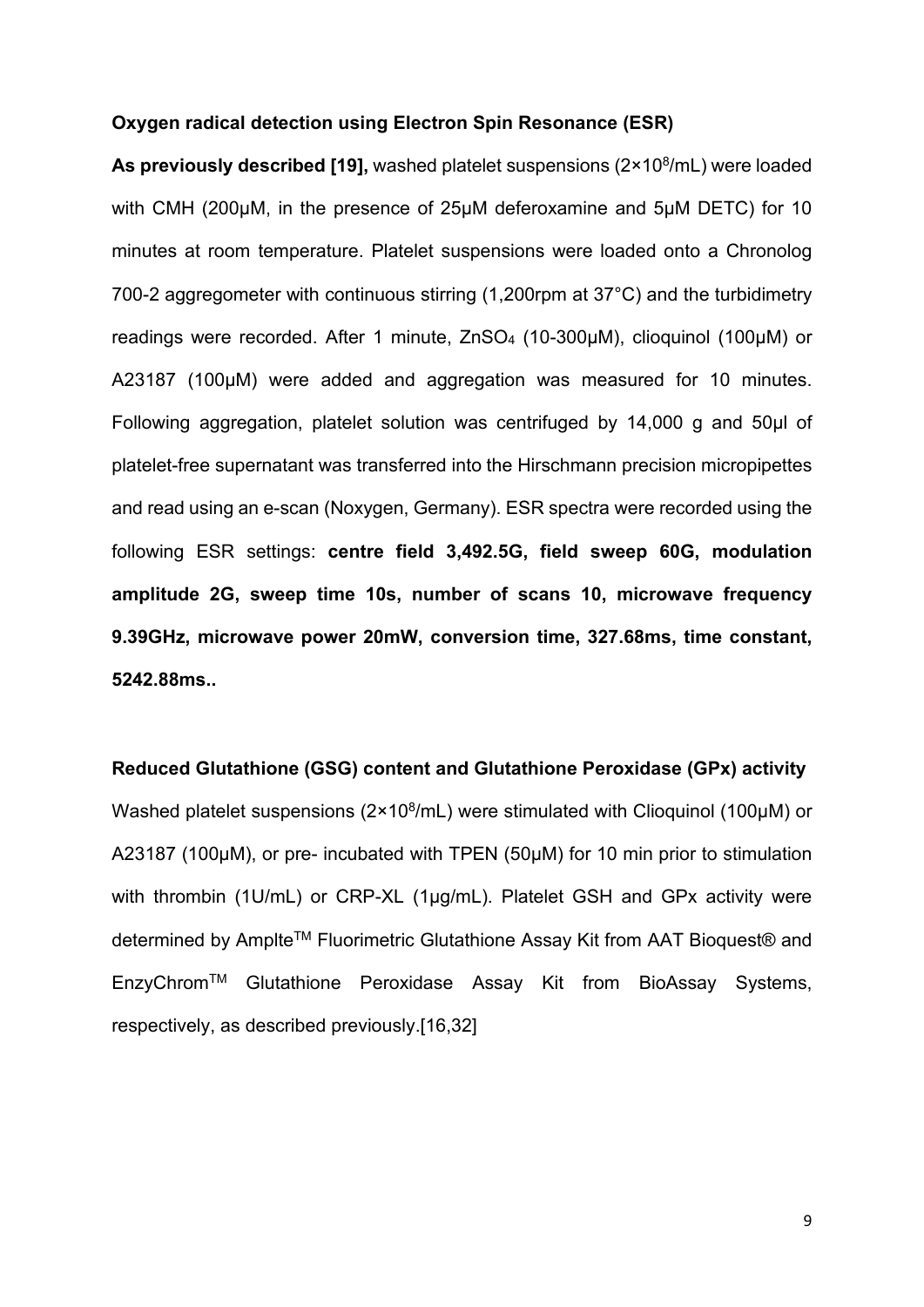**Oxygen radical detection using Electron Spin Resonance (ESR)**

**As previously described [19],** washed platelet suspensions ($2\times10^8$/mL) were loaded with CMH (200μM, in the presence of 25μM deferoxamine and 5μM DETC) for 10 minutes at room temperature. Platelet suspensions were loaded onto a Chronolog 700-2 aggregometer with continuous stirring (1,200rpm at 37°C) and the turbidimetry readings were recorded. After 1 minute, $ZnSO_4$ (10-300μM), clioquinol (100μM) or A23187 (100μM) were added and aggregation was measured for 10 minutes. Following aggregation, platelet solution was centrifuged by 14,000 g and 50μl of platelet-free supernatant was transferred into the Hirschmann precision micropipettes and read using an e-scan (Noxygen, Germany). ESR spectra were recorded using the following ESR settings: **centre field 3,492.5G, field sweep 60G, modulation amplitude 2G, sweep time 10s, number of scans 10, microwave frequency 9.39GHz, microwave power 20mW, conversion time, 327.68ms, time constant, 5242.88ms..**

**Reduced Glutathione (GSG) content and Glutathione Peroxidase (GPx) activity**

Washed platelet suspensions ($2\times10^8$/mL) were stimulated with Clioquinol (100μM) or A23187 (100μM), or pre- incubated with TPEN (50μM) for 10 min prior to stimulation with thrombin (1U/mL) or CRP-XL (1μg/mL). Platelet GSH and GPx activity were determined by Amplte™ Fluorimetric Glutathione Assay Kit from AAT Bioquest® and EnzyChrom™ Glutathione Peroxidase Assay Kit from BioAssay Systems, respectively, as described previously.[16,32]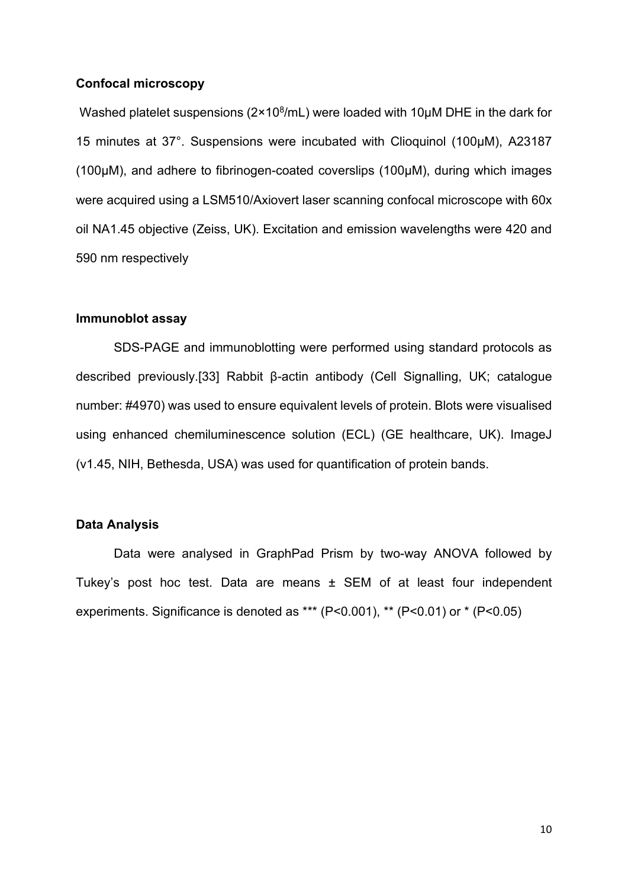### Confocal microscopy

Washed platelet suspensions ($2\times10^8$/mL) were loaded with 10µM DHE in the dark for 15 minutes at 37°. Suspensions were incubated with Clioquinol (100µM), A23187 (100µM), and adhere to fibrinogen-coated coverslips (100µM), during which images were acquired using a LSM510/Axiovert laser scanning confocal microscope with 60x oil NA1.45 objective (Zeiss, UK). Excitation and emission wavelengths were 420 and 590 nm respectively

### Immunoblot assay

SDS-PAGE and immunoblotting were performed using standard protocols as described previously.[33] Rabbit β-actin antibody (Cell Signalling, UK; catalogue number: #4970) was used to ensure equivalent levels of protein. Blots were visualised using enhanced chemiluminescence solution (ECL) (GE healthcare, UK). ImageJ (v1.45, NIH, Bethesda, USA) was used for quantification of protein bands.

### Data Analysis

Data were analysed in GraphPad Prism by two-way ANOVA followed by Tukey's post hoc test. Data are means ± SEM of at least four independent experiments. Significance is denoted as *** ($P<0.001$), ** ($P<0.01$) or * ($P<0.05$)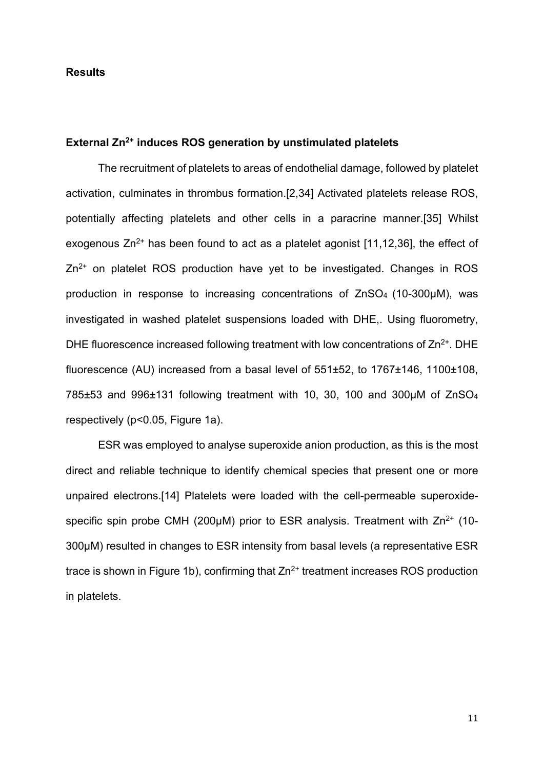## Results

### External $Zn^{2+}$ induces ROS generation by unstimulated platelets

The recruitment of platelets to areas of endothelial damage, followed by platelet activation, culminates in thrombus formation.[2,34] Activated platelets release ROS, potentially affecting platelets and other cells in a paracrine manner.[35] Whilst exogenous $Zn^{2+}$ has been found to act as a platelet agonist [11,12,36], the effect of $Zn^{2+}$ on platelet ROS production have yet to be investigated. Changes in ROS production in response to increasing concentrations of $ZnSO_4$ (10-300μM), was investigated in washed platelet suspensions loaded with DHE,. Using fluorometry, DHE fluorescence increased following treatment with low concentrations of $Zn^{2+}$. DHE fluorescence (AU) increased from a basal level of 551±52, to 1767±146, 1100±108, 785±53 and 996±131 following treatment with 10, 30, 100 and 300μM of $ZnSO_4$ respectively ($p<0.05$, Figure 1a).

ESR was employed to analyse superoxide anion production, as this is the most direct and reliable technique to identify chemical species that present one or more unpaired electrons.[14] Platelets were loaded with the cell-permeable superoxide-specific spin probe CMH (200μM) prior to ESR analysis. Treatment with $Zn^{2+}$ (10-300μM) resulted in changes to ESR intensity from basal levels (a representative ESR trace is shown in Figure 1b), confirming that $Zn^{2+}$ treatment increases ROS production in platelets.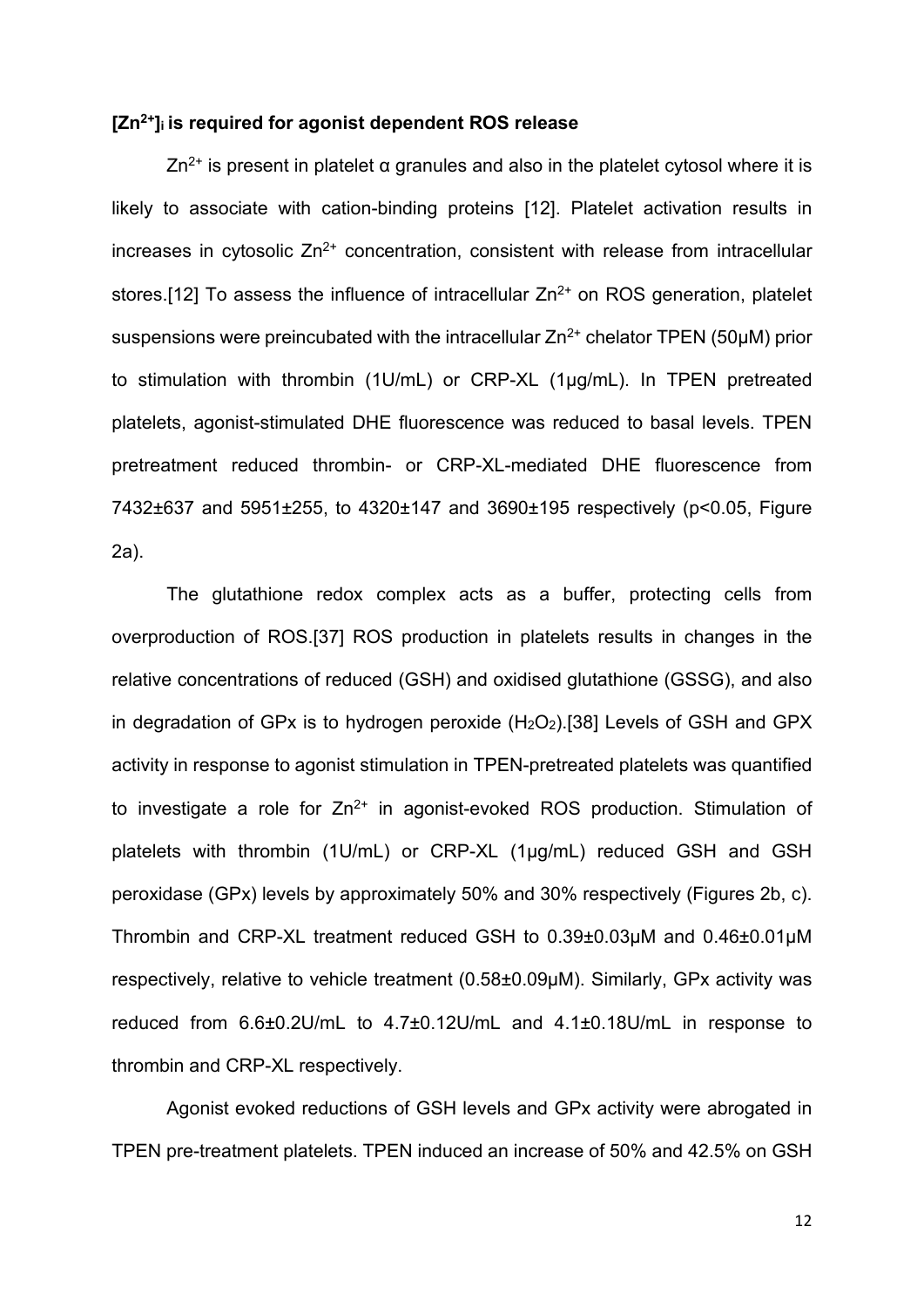### $[Zn^{2+}]_i$ is required for agonist dependent ROS release

$Zn^{2+}$ is present in platelet α granules and also in the platelet cytosol where it is likely to associate with cation-binding proteins [12]. Platelet activation results in increases in cytosolic $Zn^{2+}$ concentration, consistent with release from intracellular stores.[12] To assess the influence of intracellular $Zn^{2+}$ on ROS generation, platelet suspensions were preincubated with the intracellular $Zn^{2+}$ chelator TPEN (50μM) prior to stimulation with thrombin (1U/mL) or CRP-XL (1μg/mL). In TPEN pretreated platelets, agonist-stimulated DHE fluorescence was reduced to basal levels. TPEN pretreatment reduced thrombin- or CRP-XL-mediated DHE fluorescence from 7432±637 and 5951±255, to 4320±147 and 3690±195 respectively ($p<0.05$, Figure 2a).

The glutathione redox complex acts as a buffer, protecting cells from overproduction of ROS.[37] ROS production in platelets results in changes in the relative concentrations of reduced (GSH) and oxidised glutathione (GSSG), and also in degradation of GPx is to hydrogen peroxide ($H_2O_2$).[38] Levels of GSH and GPX activity in response to agonist stimulation in TPEN-pretreated platelets was quantified to investigate a role for $Zn^{2+}$ in agonist-evoked ROS production. Stimulation of platelets with thrombin (1U/mL) or CRP-XL (1μg/mL) reduced GSH and GSH peroxidase (GPx) levels by approximately 50% and 30% respectively (Figures 2b, c). Thrombin and CRP-XL treatment reduced GSH to 0.39±0.03μM and 0.46±0.01μM respectively, relative to vehicle treatment (0.58±0.09μM). Similarly, GPx activity was reduced from 6.6±0.2U/mL to 4.7±0.12U/mL and 4.1±0.18U/mL in response to thrombin and CRP-XL respectively.

Agonist evoked reductions of GSH levels and GPx activity were abrogated in TPEN pre-treatment platelets. TPEN induced an increase of 50% and 42.5% on GSH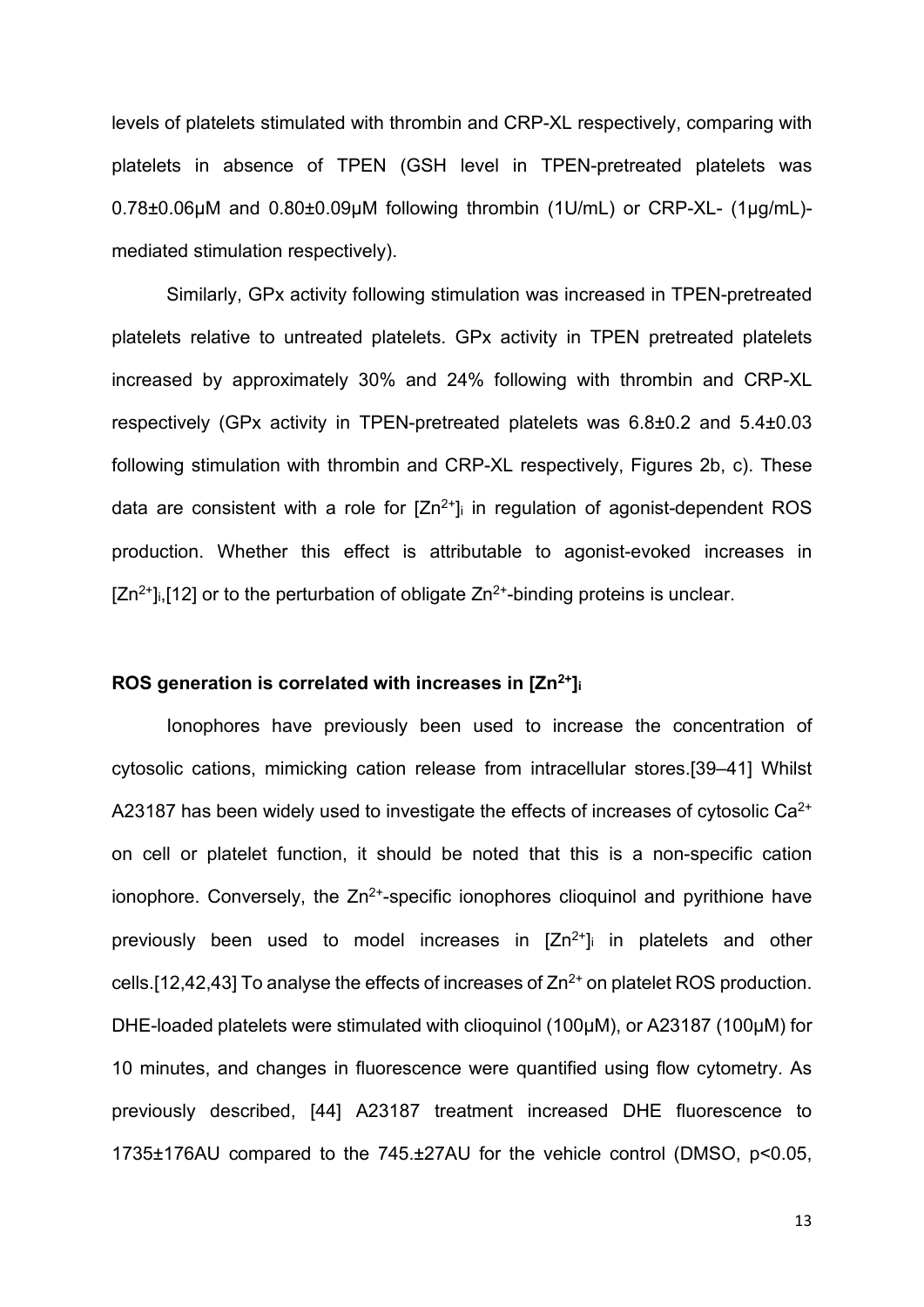levels of platelets stimulated with thrombin and CRP-XL respectively, comparing with platelets in absence of TPEN (GSH level in TPEN-pretreated platelets was 0.78±0.06μM and 0.80±0.09μM following thrombin (1U/mL) or CRP-XL- (1μg/mL)-mediated stimulation respectively).

Similarly, GPx activity following stimulation was increased in TPEN-pretreated platelets relative to untreated platelets. GPx activity in TPEN pretreated platelets increased by approximately 30% and 24% following with thrombin and CRP-XL respectively (GPx activity in TPEN-pretreated platelets was 6.8±0.2 and 5.4±0.03 following stimulation with thrombin and CRP-XL respectively, Figures 2b, c). These data are consistent with a role for $[Zn^{2+}]_i$ in regulation of agonist-dependent ROS production. Whether this effect is attributable to agonist-evoked increases in $[Zn^{2+}]_i$,[12] or to the perturbation of obligate $Zn^{2+}$-binding proteins is unclear.

### ROS generation is correlated with increases in $[Zn^{2+}]_i$

Ionophores have previously been used to increase the concentration of cytosolic cations, mimicking cation release from intracellular stores.[39–41] Whilst A23187 has been widely used to investigate the effects of increases of cytosolic $Ca^{2+}$ on cell or platelet function, it should be noted that this is a non-specific cation ionophore. Conversely, the $Zn^{2+}$-specific ionophores clioquinol and pyrithione have previously been used to model increases in $[Zn^{2+}]_i$ in platelets and other cells.[12,42,43] To analyse the effects of increases of $Zn^{2+}$ on platelet ROS production. DHE-loaded platelets were stimulated with clioquinol (100μM), or A23187 (100μM) for 10 minutes, and changes in fluorescence were quantified using flow cytometry. As previously described, [44] A23187 treatment increased DHE fluorescence to 1735±176AU compared to the 745.±27AU for the vehicle control (DMSO, $p<0.05$,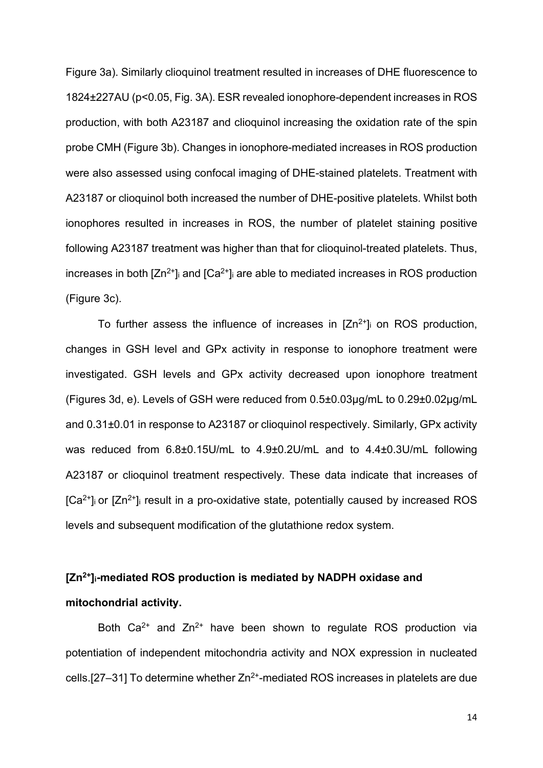Figure 3a). Similarly clioquinol treatment resulted in increases of DHE fluorescence to 1824±227AU ($p<0.05$, Fig. 3A). ESR revealed ionophore-dependent increases in ROS production, with both A23187 and clioquinol increasing the oxidation rate of the spin probe CMH (Figure 3b). Changes in ionophore-mediated increases in ROS production were also assessed using confocal imaging of DHE-stained platelets. Treatment with A23187 or clioquinol both increased the number of DHE-positive platelets. Whilst both ionophores resulted in increases in ROS, the number of platelet staining positive following A23187 treatment was higher than that for clioquinol-treated platelets. Thus, increases in both $[Zn^{2+}]_i$ and $[Ca^{2+}]_i$ are able to mediated increases in ROS production (Figure 3c).

To further assess the influence of increases in $[Zn^{2+}]_i$ on ROS production, changes in GSH level and GPx activity in response to ionophore treatment were investigated. GSH levels and GPx activity decreased upon ionophore treatment (Figures 3d, e). Levels of GSH were reduced from 0.5±0.03μg/mL to 0.29±0.02μg/mL and 0.31±0.01 in response to A23187 or clioquinol respectively. Similarly, GPx activity was reduced from 6.8±0.15U/mL to 4.9±0.2U/mL and to 4.4±0.3U/mL following A23187 or clioquinol treatment respectively. These data indicate that increases of $[Ca^{2+}]_i$ or $[Zn^{2+}]_i$ result in a pro-oxidative state, potentially caused by increased ROS levels and subsequent modification of the glutathione redox system.

**$[Zn^{2+}]_i$-mediated ROS production is mediated by NADPH oxidase and mitochondrial activity.**

Both $Ca^{2+}$ and $Zn^{2+}$ have been shown to regulate ROS production via potentiation of independent mitochondria activity and NOX expression in nucleated cells.[27–31] To determine whether $Zn^{2+}$-mediated ROS increases in platelets are due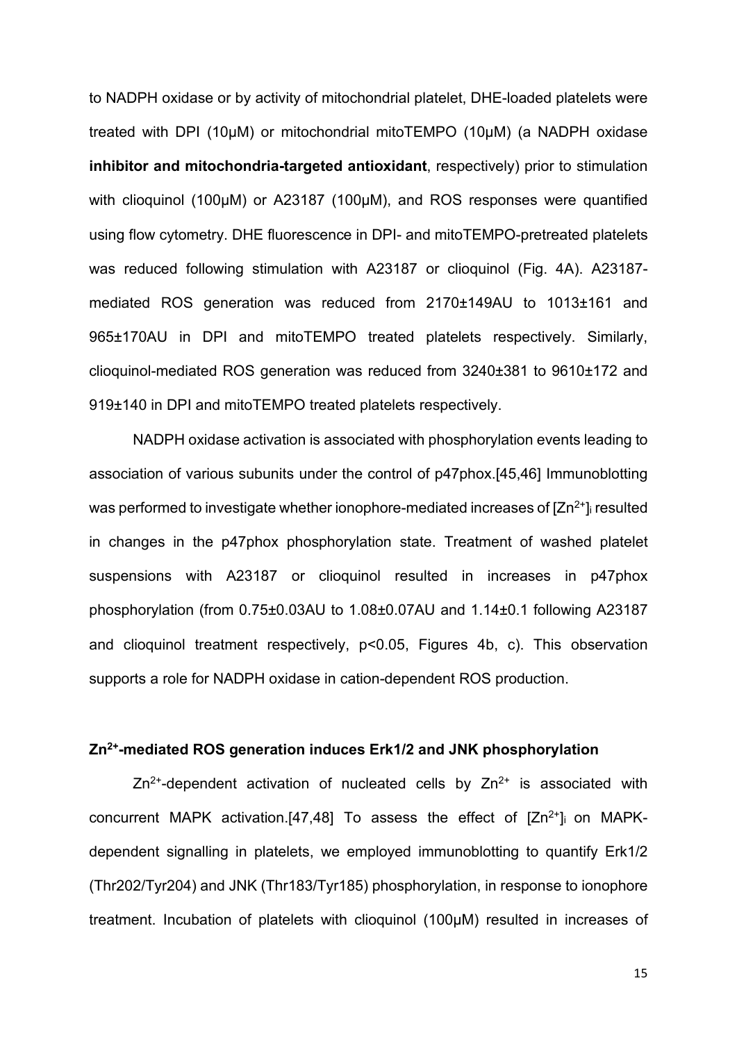to NADPH oxidase or by activity of mitochondrial platelet, DHE-loaded platelets were treated with DPI (10μM) or mitochondrial mitoTEMPO (10μM) (a NADPH oxidase **inhibitor and mitochondria-targeted antioxidant**, respectively) prior to stimulation with clioquinol (100μM) or A23187 (100μM), and ROS responses were quantified using flow cytometry. DHE fluorescence in DPI- and mitoTEMPO-pretreated platelets was reduced following stimulation with A23187 or clioquinol (Fig. 4A). A23187-mediated ROS generation was reduced from 2170±149AU to 1013±161 and 965±170AU in DPI and mitoTEMPO treated platelets respectively. Similarly, clioquinol-mediated ROS generation was reduced from 3240±381 to 9610±172 and 919±140 in DPI and mitoTEMPO treated platelets respectively.

NADPH oxidase activation is associated with phosphorylation events leading to association of various subunits under the control of p47phox.[45,46] Immunoblotting was performed to investigate whether ionophore-mediated increases of $[Zn^{2+}]_i$ resulted in changes in the p47phox phosphorylation state. Treatment of washed platelet suspensions with A23187 or clioquinol resulted in increases in p47phox phosphorylation (from 0.75±0.03AU to 1.08±0.07AU and 1.14±0.1 following A23187 and clioquinol treatment respectively, $p<0.05$, Figures 4b, c). This observation supports a role for NADPH oxidase in cation-dependent ROS production.

## $Zn^{2+}$-mediated ROS generation induces Erk1/2 and JNK phosphorylation

$Zn^{2+}$-dependent activation of nucleated cells by $Zn^{2+}$ is associated with concurrent MAPK activation.[47,48] To assess the effect of $[Zn^{2+}]_i$ on MAPK-dependent signalling in platelets, we employed immunoblotting to quantify Erk1/2 (Thr202/Tyr204) and JNK (Thr183/Tyr185) phosphorylation, in response to ionophore treatment. Incubation of platelets with clioquinol (100μM) resulted in increases of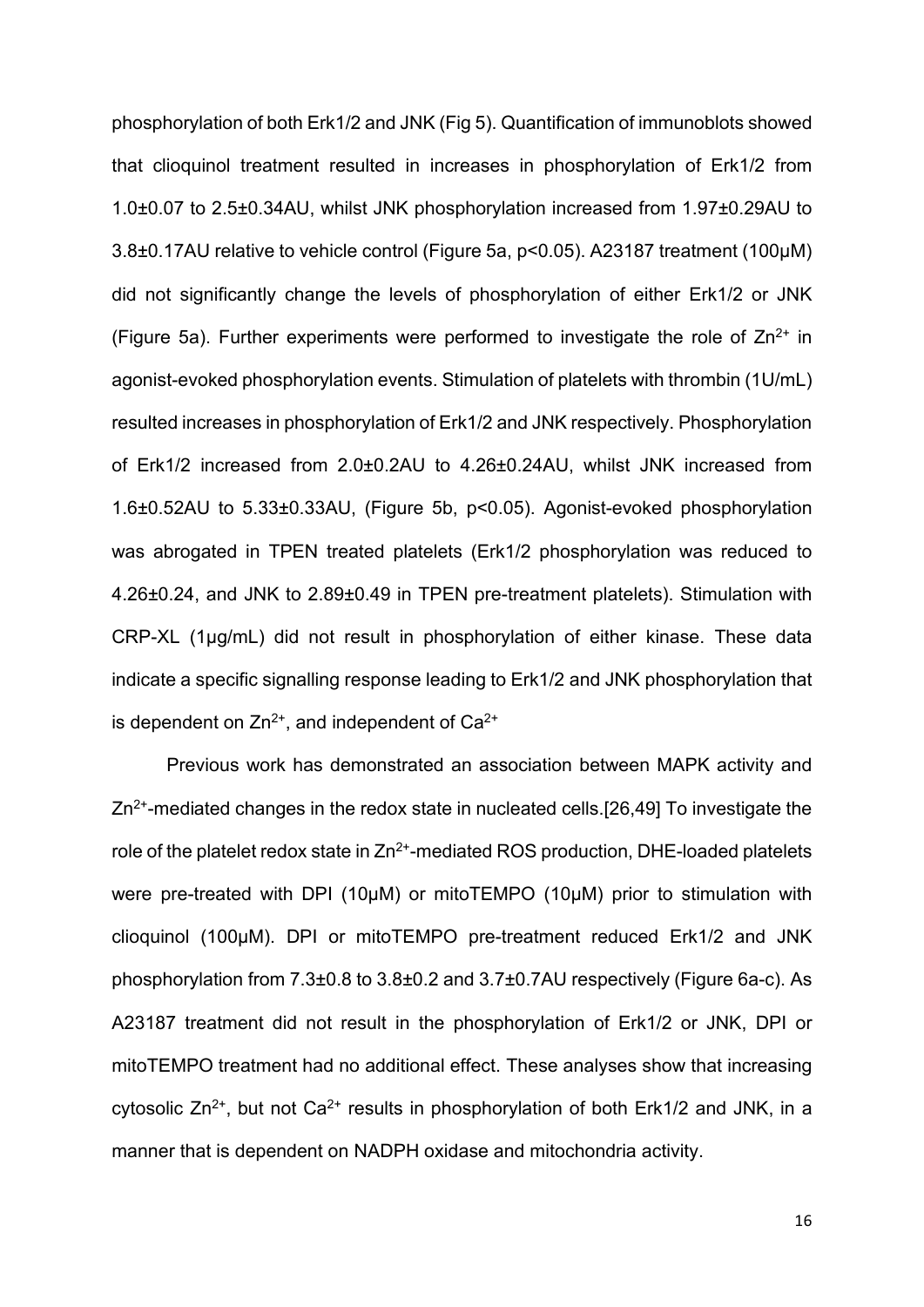phosphorylation of both Erk1/2 and JNK (Fig 5). Quantification of immunoblots showed that clioquinol treatment resulted in increases in phosphorylation of Erk1/2 from 1.0±0.07 to 2.5±0.34AU, whilst JNK phosphorylation increased from 1.97±0.29AU to 3.8±0.17AU relative to vehicle control (Figure 5a, $p<0.05$). A23187 treatment (100μM) did not significantly change the levels of phosphorylation of either Erk1/2 or JNK (Figure 5a). Further experiments were performed to investigate the role of $Zn^{2+}$ in agonist-evoked phosphorylation events. Stimulation of platelets with thrombin (1U/mL) resulted increases in phosphorylation of Erk1/2 and JNK respectively. Phosphorylation of Erk1/2 increased from 2.0±0.2AU to 4.26±0.24AU, whilst JNK increased from 1.6±0.52AU to 5.33±0.33AU, (Figure 5b, $p<0.05$). Agonist-evoked phosphorylation was abrogated in TPEN treated platelets (Erk1/2 phosphorylation was reduced to 4.26±0.24, and JNK to 2.89±0.49 in TPEN pre-treatment platelets). Stimulation with CRP-XL (1μg/mL) did not result in phosphorylation of either kinase. These data indicate a specific signalling response leading to Erk1/2 and JNK phosphorylation that is dependent on $Zn^{2+}$, and independent of $Ca^{2+}$

Previous work has demonstrated an association between MAPK activity and $Zn^{2+}$-mediated changes in the redox state in nucleated cells.[26,49] To investigate the role of the platelet redox state in $Zn^{2+}$-mediated ROS production, DHE-loaded platelets were pre-treated with DPI (10μM) or mitoTEMPO (10μM) prior to stimulation with clioquinol (100μM). DPI or mitoTEMPO pre-treatment reduced Erk1/2 and JNK phosphorylation from 7.3±0.8 to 3.8±0.2 and 3.7±0.7AU respectively (Figure 6a-c). As A23187 treatment did not result in the phosphorylation of Erk1/2 or JNK, DPI or mitoTEMPO treatment had no additional effect. These analyses show that increasing cytosolic $Zn^{2+}$, but not $Ca^{2+}$ results in phosphorylation of both Erk1/2 and JNK, in a manner that is dependent on NADPH oxidase and mitochondria activity.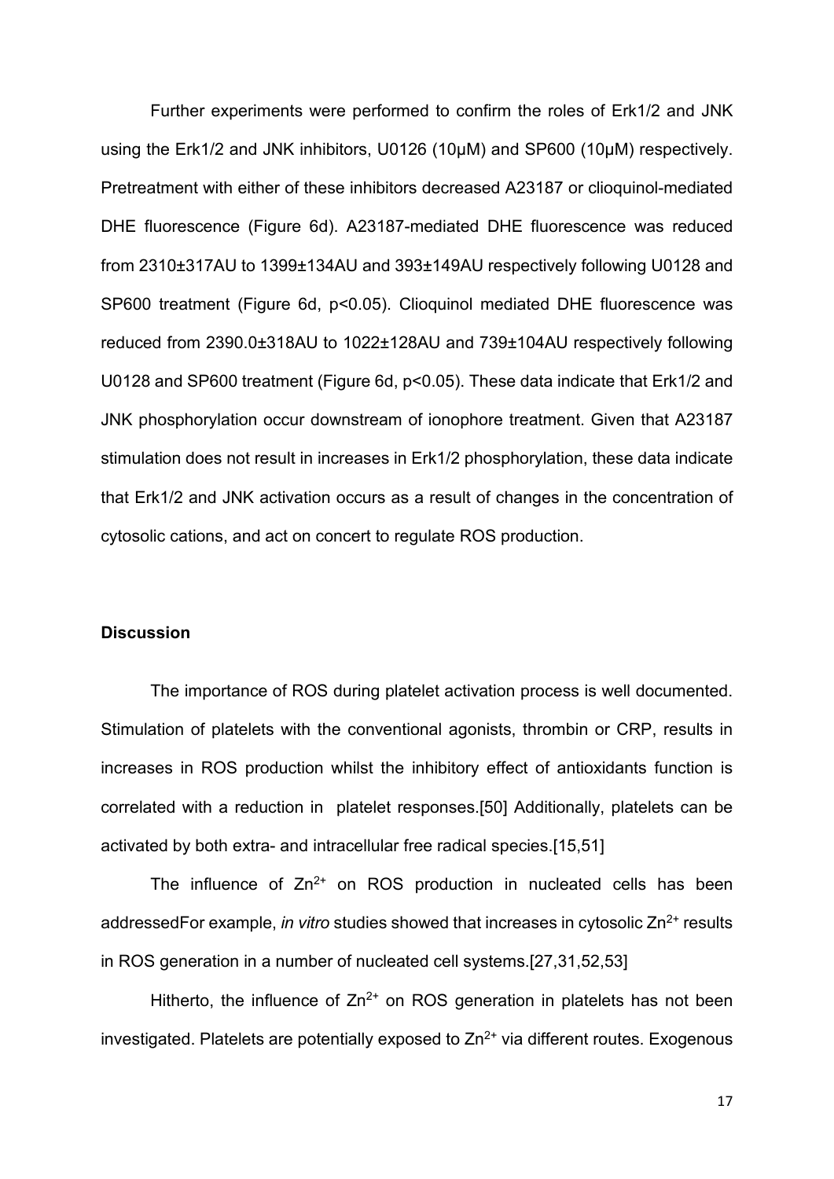Further experiments were performed to confirm the roles of Erk1/2 and JNK using the Erk1/2 and JNK inhibitors, U0126 (10μM) and SP600 (10μM) respectively. Pretreatment with either of these inhibitors decreased A23187 or clioquinol-mediated DHE fluorescence (Figure 6d). A23187-mediated DHE fluorescence was reduced from 2310±317AU to 1399±134AU and 393±149AU respectively following U0128 and SP600 treatment (Figure 6d, $p<0.05$). Clioquinol mediated DHE fluorescence was reduced from 2390.0±318AU to 1022±128AU and 739±104AU respectively following U0128 and SP600 treatment (Figure 6d, $p<0.05$). These data indicate that Erk1/2 and JNK phosphorylation occur downstream of ionophore treatment. Given that A23187 stimulation does not result in increases in Erk1/2 phosphorylation, these data indicate that Erk1/2 and JNK activation occurs as a result of changes in the concentration of cytosolic cations, and act on concert to regulate ROS production.

## Discussion

The importance of ROS during platelet activation process is well documented. Stimulation of platelets with the conventional agonists, thrombin or CRP, results in increases in ROS production whilst the inhibitory effect of antioxidants function is correlated with a reduction in platelet responses.[50] Additionally, platelets can be activated by both extra- and intracellular free radical species.[15,51]

The influence of $Zn^{2+}$ on ROS production in nucleated cells has been addressedFor example, *in vitro* studies showed that increases in cytosolic $Zn^{2+}$ results in ROS generation in a number of nucleated cell systems.[27,31,52,53]

Hitherto, the influence of $Zn^{2+}$ on ROS generation in platelets has not been investigated. Platelets are potentially exposed to $Zn^{2+}$ via different routes. Exogenous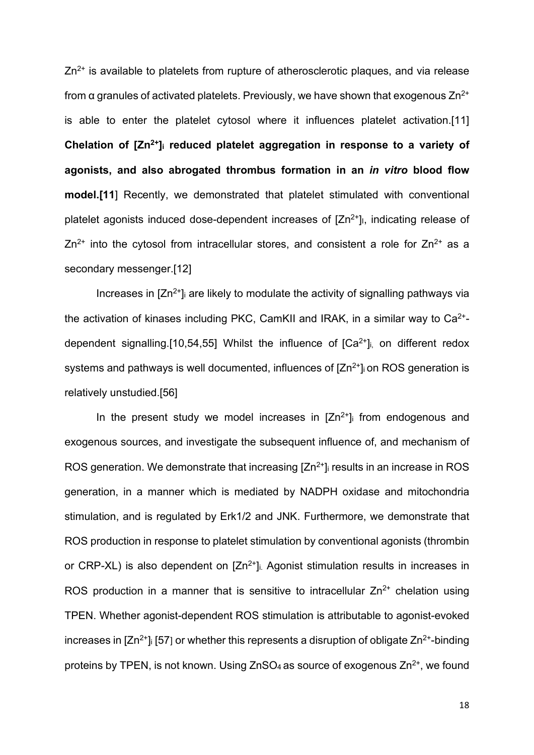$Zn^{2+}$ is available to platelets from rupture of atherosclerotic plaques, and via release from α granules of activated platelets. Previously, we have shown that exogenous $Zn^{2+}$ is able to enter the platelet cytosol where it influences platelet activation.[11] **Chelation of $[Zn^{2+}]_i$ reduced platelet aggregation in response to a variety of agonists, and also abrogated thrombus formation in an *in vitro* blood flow model.[11**] Recently, we demonstrated that platelet stimulated with conventional platelet agonists induced dose-dependent increases of $[Zn^{2+}]_I$, indicating release of $Zn^{2+}$ into the cytosol from intracellular stores, and consistent a role for $Zn^{2+}$ as a secondary messenger.[12]

Increases in $[Zn^{2+}]_i$ are likely to modulate the activity of signalling pathways via the activation of kinases including PKC, CamKII and IRAK, in a similar way to $Ca^{2+}$-dependent signalling.[10,54,55] Whilst the influence of $[Ca^{2+}]_i$, on different redox systems and pathways is well documented, influences of $[Zn^{2+}]_i$ on ROS generation is relatively unstudied.[56]

In the present study we model increases in $[Zn^{2+}]_i$ from endogenous and exogenous sources, and investigate the subsequent influence of, and mechanism of ROS generation. We demonstrate that increasing $[Zn^{2+}]_i$ results in an increase in ROS generation, in a manner which is mediated by NADPH oxidase and mitochondria stimulation, and is regulated by Erk1/2 and JNK. Furthermore, we demonstrate that ROS production in response to platelet stimulation by conventional agonists (thrombin or CRP-XL) is also dependent on $[Zn^{2+}]_i$. Agonist stimulation results in increases in ROS production in a manner that is sensitive to intracellular $Zn^{2+}$ chelation using TPEN. Whether agonist-dependent ROS stimulation is attributable to agonist-evoked increases in $[Zn^{2+}]_i$ [57] or whether this represents a disruption of obligate $Zn^{2+}$-binding proteins by TPEN, is not known. Using $ZnSO_4$ as source of exogenous $Zn^{2+}$, we found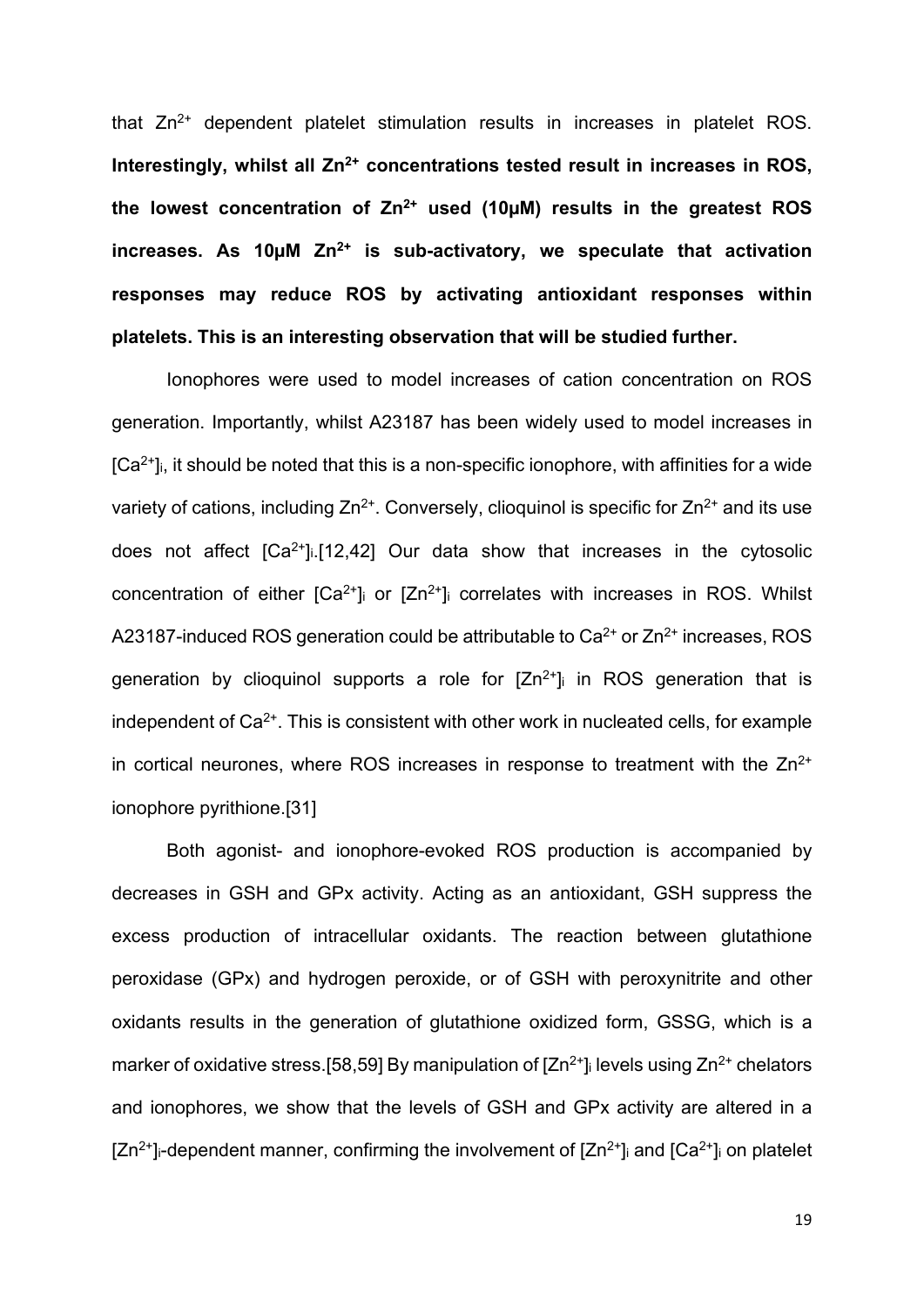that $Zn^{2+}$ dependent platelet stimulation results in increases in platelet ROS. **Interestingly, whilst all $Zn^{2+}$ concentrations tested result in increases in ROS, the lowest concentration of $Zn^{2+}$ used (10μM) results in the greatest ROS increases. As 10μM $Zn^{2+}$ is sub-activatory, we speculate that activation responses may reduce ROS by activating antioxidant responses within platelets. This is an interesting observation that will be studied further.**

Ionophores were used to model increases of cation concentration on ROS generation. Importantly, whilst A23187 has been widely used to model increases in $[Ca^{2+}]_i$, it should be noted that this is a non-specific ionophore, with affinities for a wide variety of cations, including $Zn^{2+}$. Conversely, clioquinol is specific for $Zn^{2+}$ and its use does not affect $[Ca^{2+}]_i$.[12,42] Our data show that increases in the cytosolic concentration of either $[Ca^{2+}]_i$ or $[Zn^{2+}]_i$ correlates with increases in ROS. Whilst A23187-induced ROS generation could be attributable to $Ca^{2+}$ or $Zn^{2+}$ increases, ROS generation by clioquinol supports a role for $[Zn^{2+}]_i$ in ROS generation that is independent of $Ca^{2+}$. This is consistent with other work in nucleated cells, for example in cortical neurones, where ROS increases in response to treatment with the $Zn^{2+}$ ionophore pyrithione.[31]

Both agonist- and ionophore-evoked ROS production is accompanied by decreases in GSH and GPx activity. Acting as an antioxidant, GSH suppress the excess production of intracellular oxidants. The reaction between glutathione peroxidase (GPx) and hydrogen peroxide, or of GSH with peroxynitrite and other oxidants results in the generation of glutathione oxidized form, GSSG, which is a marker of oxidative stress.[58,59] By manipulation of $[Zn^{2+}]_i$ levels using $Zn^{2+}$ chelators and ionophores, we show that the levels of GSH and GPx activity are altered in a $[Zn^{2+}]_i$-dependent manner, confirming the involvement of $[Zn^{2+}]_i$ and $[Ca^{2+}]_i$ on platelet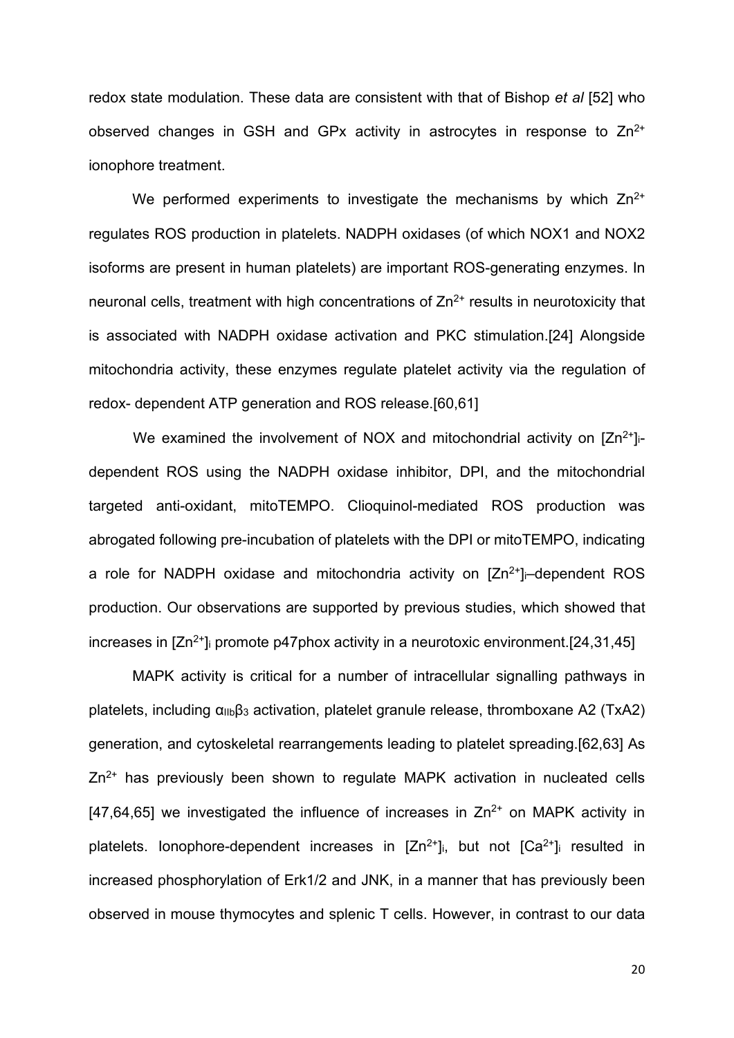redox state modulation. These data are consistent with that of Bishop *et al* [52] who observed changes in GSH and GPx activity in astrocytes in response to $Zn^{2+}$ ionophore treatment.

We performed experiments to investigate the mechanisms by which $Zn^{2+}$ regulates ROS production in platelets. NADPH oxidases (of which NOX1 and NOX2 isoforms are present in human platelets) are important ROS-generating enzymes. In neuronal cells, treatment with high concentrations of $Zn^{2+}$ results in neurotoxicity that is associated with NADPH oxidase activation and PKC stimulation.[24] Alongside mitochondria activity, these enzymes regulate platelet activity via the regulation of redox- dependent ATP generation and ROS release.[60,61]

We examined the involvement of NOX and mitochondrial activity on $[Zn^{2+}]_i$-dependent ROS using the NADPH oxidase inhibitor, DPI, and the mitochondrial targeted anti-oxidant, mitoTEMPO. Clioquinol-mediated ROS production was abrogated following pre-incubation of platelets with the DPI or mitoTEMPO, indicating a role for NADPH oxidase and mitochondria activity on $[Zn^{2+}]_i$–dependent ROS production. Our observations are supported by previous studies, which showed that increases in $[Zn^{2+}]_i$ promote p47phox activity in a neurotoxic environment.[24,31,45]

MAPK activity is critical for a number of intracellular signalling pathways in platelets, including $\alpha_{IIb}\beta_3$ activation, platelet granule release, thromboxane A2 (TxA2) generation, and cytoskeletal rearrangements leading to platelet spreading.[62,63] As $Zn^{2+}$ has previously been shown to regulate MAPK activation in nucleated cells [47,64,65] we investigated the influence of increases in $Zn^{2+}$ on MAPK activity in platelets. Ionophore-dependent increases in $[Zn^{2+}]_i$, but not $[Ca^{2+}]_i$ resulted in increased phosphorylation of Erk1/2 and JNK, in a manner that has previously been observed in mouse thymocytes and splenic T cells. However, in contrast to our data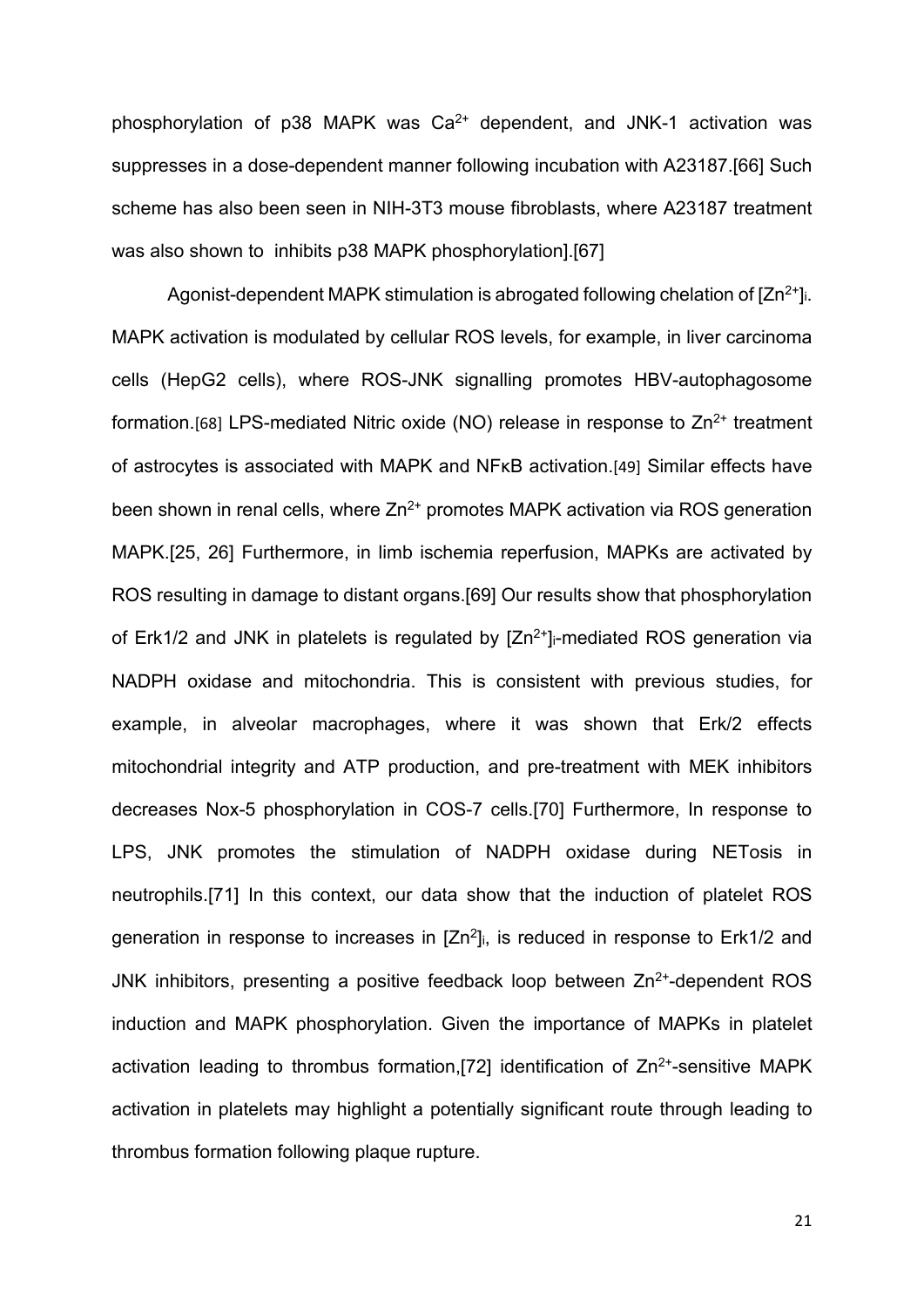phosphorylation of p38 MAPK was $Ca^{2+}$ dependent, and JNK-1 activation was suppresses in a dose-dependent manner following incubation with A23187.[66] Such scheme has also been seen in NIH-3T3 mouse fibroblasts, where A23187 treatment was also shown to inhibits p38 MAPK phosphorylation].[67]

Agonist-dependent MAPK stimulation is abrogated following chelation of $[Zn^{2+}]_i$. MAPK activation is modulated by cellular ROS levels, for example, in liver carcinoma cells (HepG2 cells), where ROS-JNK signalling promotes HBV-autophagosome formation.[68] LPS-mediated Nitric oxide (NO) release in response to $Zn^{2+}$ treatment of astrocytes is associated with MAPK and NFκB activation.[49] Similar effects have been shown in renal cells, where $Zn^{2+}$ promotes MAPK activation via ROS generation MAPK.[25, 26] Furthermore, in limb ischemia reperfusion, MAPKs are activated by ROS resulting in damage to distant organs.[69] Our results show that phosphorylation of Erk1/2 and JNK in platelets is regulated by $[Zn^{2+}]_i$-mediated ROS generation via NADPH oxidase and mitochondria. This is consistent with previous studies, for example, in alveolar macrophages, where it was shown that Erk/2 effects mitochondrial integrity and ATP production, and pre-treatment with MEK inhibitors decreases Nox-5 phosphorylation in COS-7 cells.[70] Furthermore, In response to LPS, JNK promotes the stimulation of NADPH oxidase during NETosis in neutrophils.[71] In this context, our data show that the induction of platelet ROS generation in response to increases in $[Zn^{2}]_i$, is reduced in response to Erk1/2 and JNK inhibitors, presenting a positive feedback loop between $Zn^{2+}$-dependent ROS induction and MAPK phosphorylation. Given the importance of MAPKs in platelet activation leading to thrombus formation,[72] identification of $Zn^{2+}$-sensitive MAPK activation in platelets may highlight a potentially significant route through leading to thrombus formation following plaque rupture.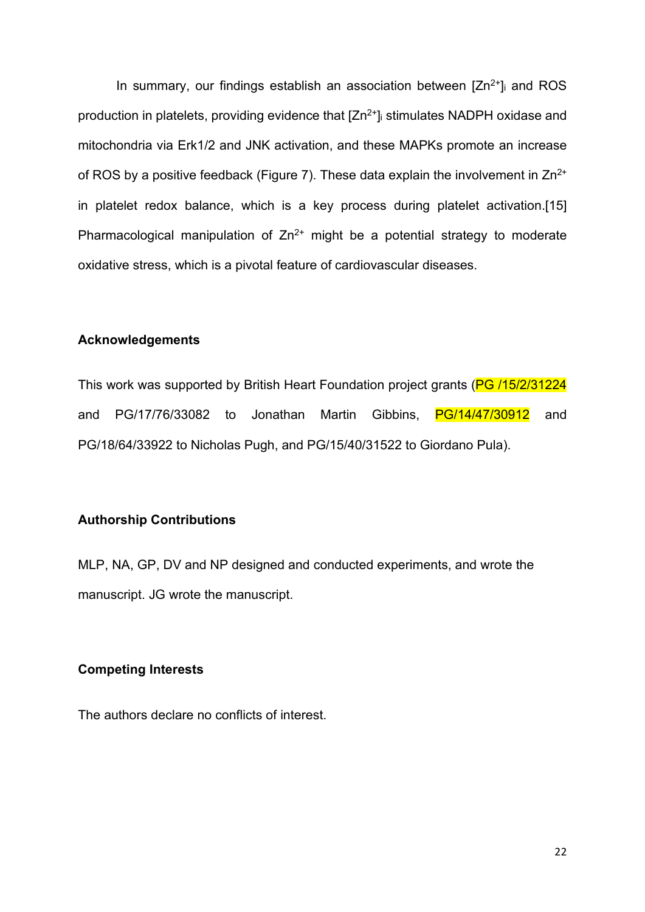In summary, our findings establish an association between $[Zn^{2+}]_i$ and ROS production in platelets, providing evidence that $[Zn^{2+}]_i$ stimulates NADPH oxidase and mitochondria via Erk1/2 and JNK activation, and these MAPKs promote an increase of ROS by a positive feedback (Figure 7). These data explain the involvement in $Zn^{2+}$ in platelet redox balance, which is a key process during platelet activation.[15] Pharmacological manipulation of $Zn^{2+}$ might be a potential strategy to moderate oxidative stress, which is a pivotal feature of cardiovascular diseases.

## Acknowledgements

This work was supported by British Heart Foundation project grants (PG /15/2/31224 and PG/17/76/33082 to Jonathan Martin Gibbins, PG/14/47/30912 and PG/18/64/33922 to Nicholas Pugh, and PG/15/40/31522 to Giordano Pula).

## Authorship Contributions

MLP, NA, GP, DV and NP designed and conducted experiments, and wrote the manuscript. JG wrote the manuscript.

## Competing Interests

The authors declare no conflicts of interest.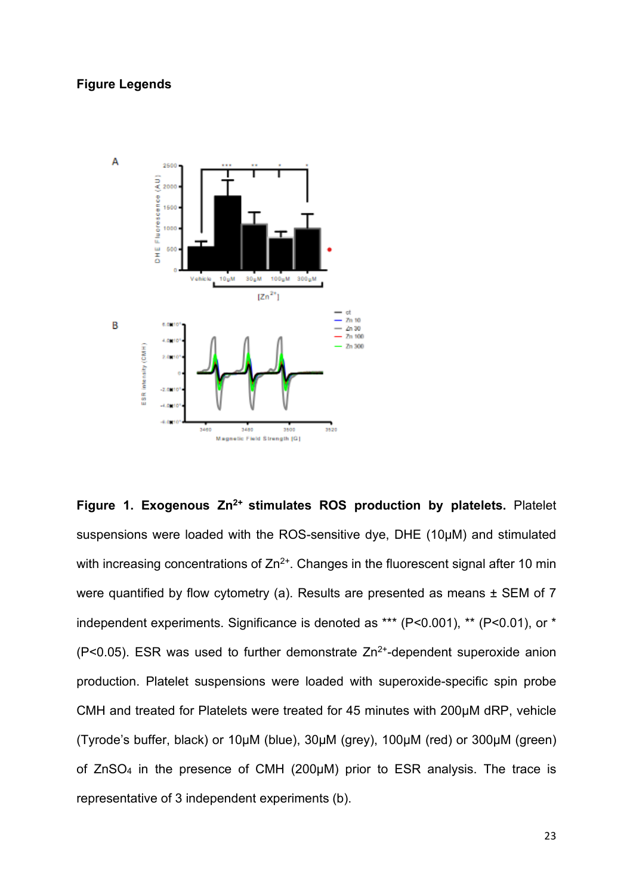**Figure Legends**

**Figure 1. Exogenous $Zn^{2+}$ stimulates ROS production by platelets.** Platelet suspensions were loaded with the ROS-sensitive dye, DHE (10μM) and stimulated with increasing concentrations of $Zn^{2+}$. Changes in the fluorescent signal after 10 min were quantified by flow cytometry (a). Results are presented as means ± SEM of 7 independent experiments. Significance is denoted as *** (P<0.001), ** (P<0.01), or * (P<0.05). ESR was used to further demonstrate $Zn^{2+}$-dependent superoxide anion production. Platelet suspensions were loaded with superoxide-specific spin probe CMH and treated for Platelets were treated for 45 minutes with 200μM dRP, vehicle (Tyrode's buffer, black) or 10μM (blue), 30μM (grey), 100μM (red) or 300μM (green) of $ZnSO_4$ in the presence of CMH (200μM) prior to ESR analysis. The trace is representative of 3 independent experiments (b).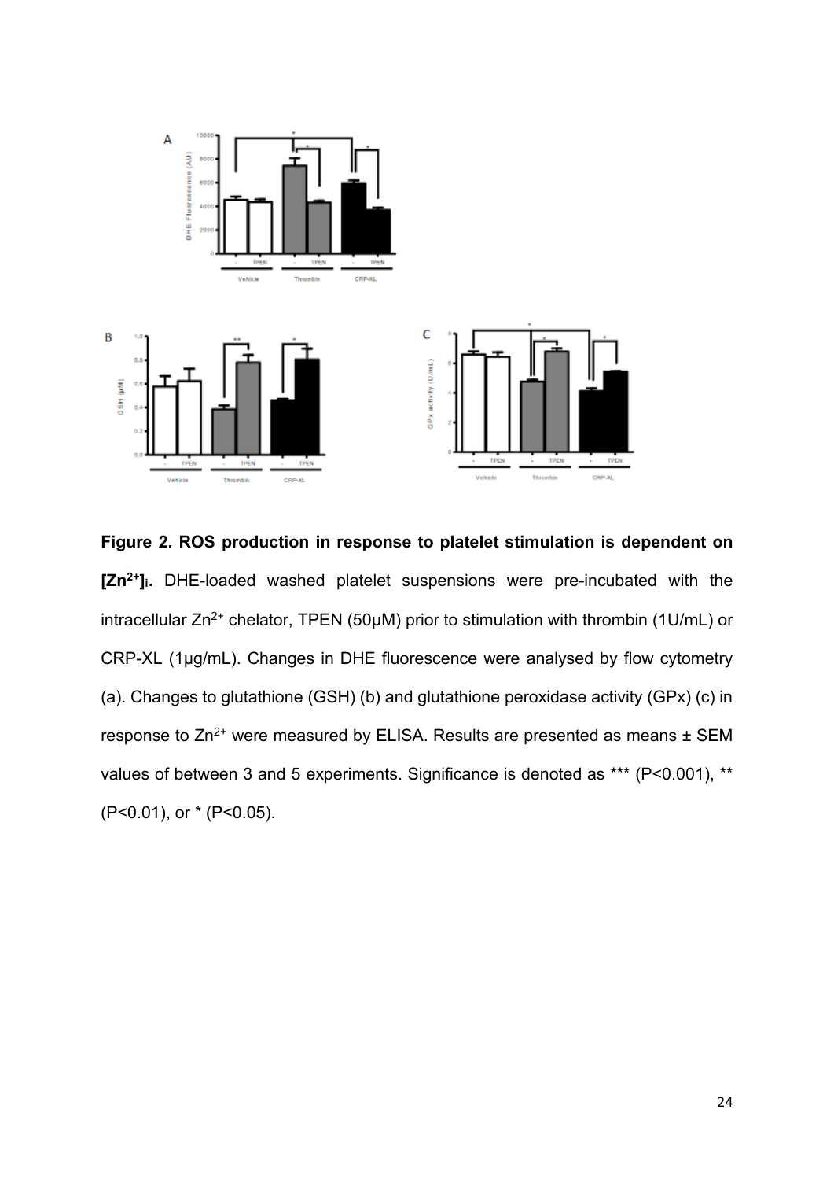**Figure 2. ROS production in response to platelet stimulation is dependent on $[Zn^{2+}]_i$.** DHE-loaded washed platelet suspensions were pre-incubated with the intracellular $Zn^{2+}$ chelator, TPEN (50μM) prior to stimulation with thrombin (1U/mL) or CRP-XL (1μg/mL). Changes in DHE fluorescence were analysed by flow cytometry (a). Changes to glutathione (GSH) (b) and glutathione peroxidase activity (GPx) (c) in response to $Zn^{2+}$ were measured by ELISA. Results are presented as means ± SEM values of between 3 and 5 experiments. Significance is denoted as *** ($P<0.001$), ** ($P<0.01$), or * ($P<0.05$).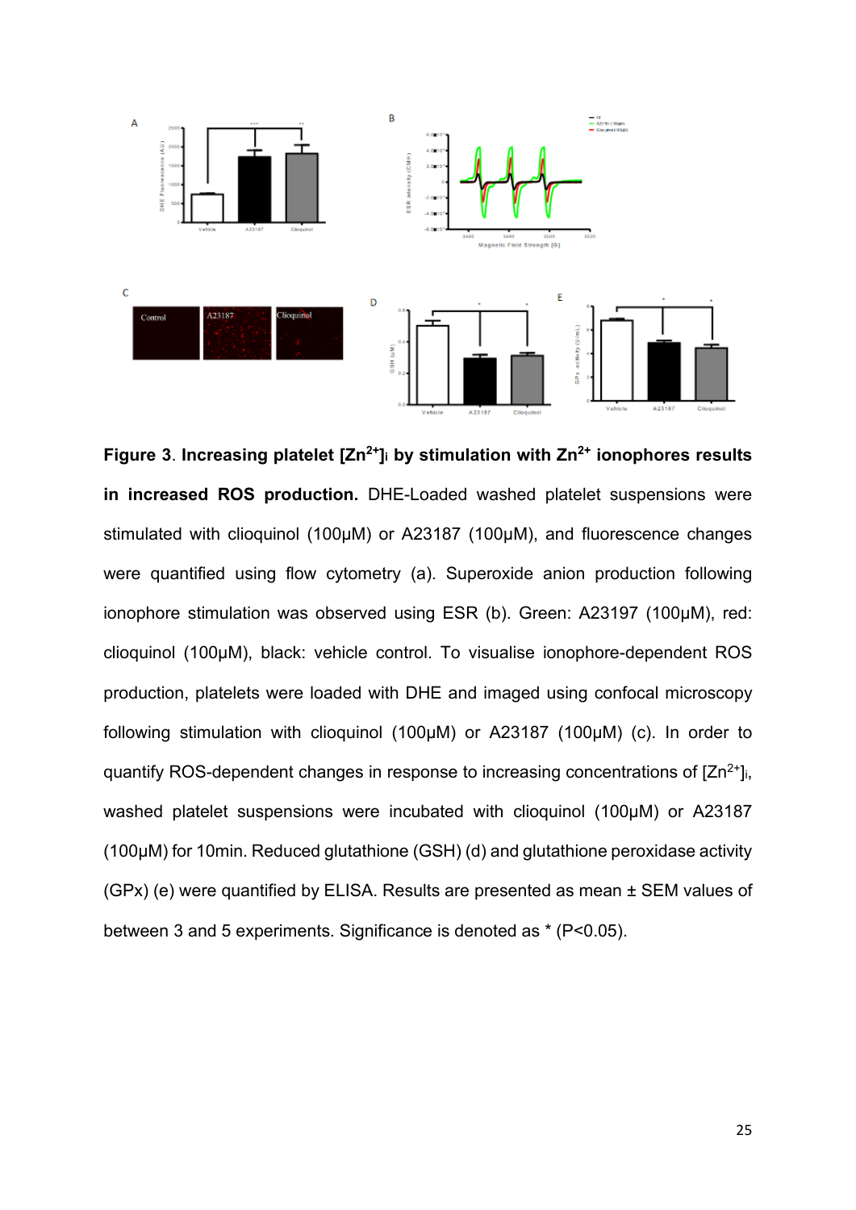**Figure 3**. **Increasing platelet [$Zn^{2+}$]$_i$ by stimulation with $Zn^{2+}$ ionophores results in increased ROS production.** DHE-Loaded washed platelet suspensions were stimulated with clioquinol (100μM) or A23187 (100μM), and fluorescence changes were quantified using flow cytometry (a). Superoxide anion production following ionophore stimulation was observed using ESR (b). Green: A23197 (100μM), red: clioquinol (100μM), black: vehicle control. To visualise ionophore-dependent ROS production, platelets were loaded with DHE and imaged using confocal microscopy following stimulation with clioquinol (100μM) or A23187 (100μM) (c). In order to quantify ROS-dependent changes in response to increasing concentrations of [$Zn^{2+}$]$_i$, washed platelet suspensions were incubated with clioquinol (100μM) or A23187 (100μM) for 10min. Reduced glutathione (GSH) (d) and glutathione peroxidase activity (GPx) (e) were quantified by ELISA. Results are presented as mean ± SEM values of between 3 and 5 experiments. Significance is denoted as * ($P<0.05$).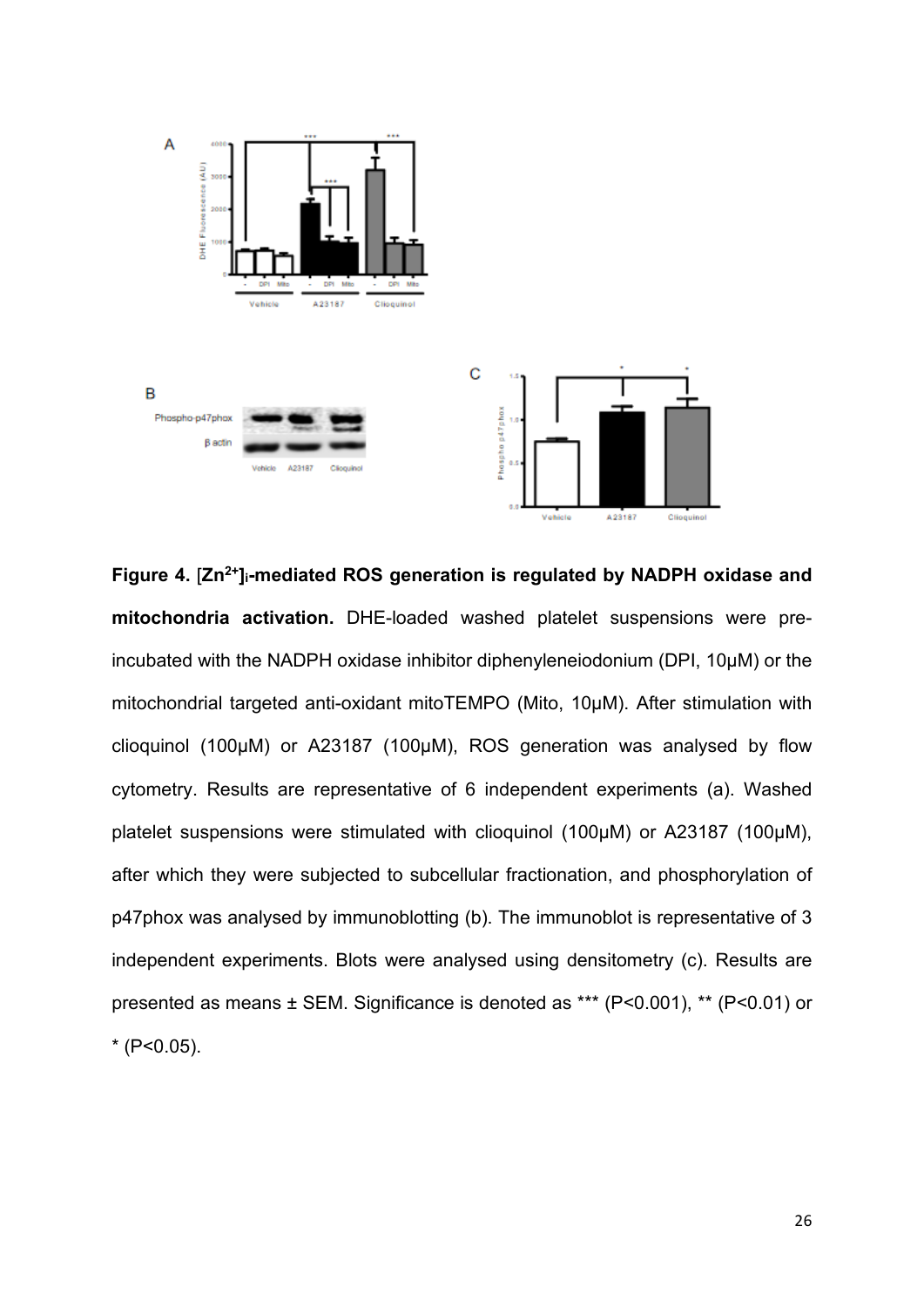**Figure 4.** **[$Zn^{2+}$]$_i$-mediated ROS generation is regulated by NADPH oxidase and mitochondria activation.** DHE-loaded washed platelet suspensions were pre-incubated with the NADPH oxidase inhibitor diphenyleneiodonium (DPI, 10μM) or the mitochondrial targeted anti-oxidant mitoTEMPO (Mito, 10μM). After stimulation with clioquinol (100μM) or A23187 (100μM), ROS generation was analysed by flow cytometry. Results are representative of 6 independent experiments (a). Washed platelet suspensions were stimulated with clioquinol (100μM) or A23187 (100μM), after which they were subjected to subcellular fractionation, and phosphorylation of p47phox was analysed by immunoblotting (b). The immunoblot is representative of 3 independent experiments. Blots were analysed using densitometry (c). Results are presented as means ± SEM. Significance is denoted as *** (P<0.001), ** (P<0.01) or * (P<0.05).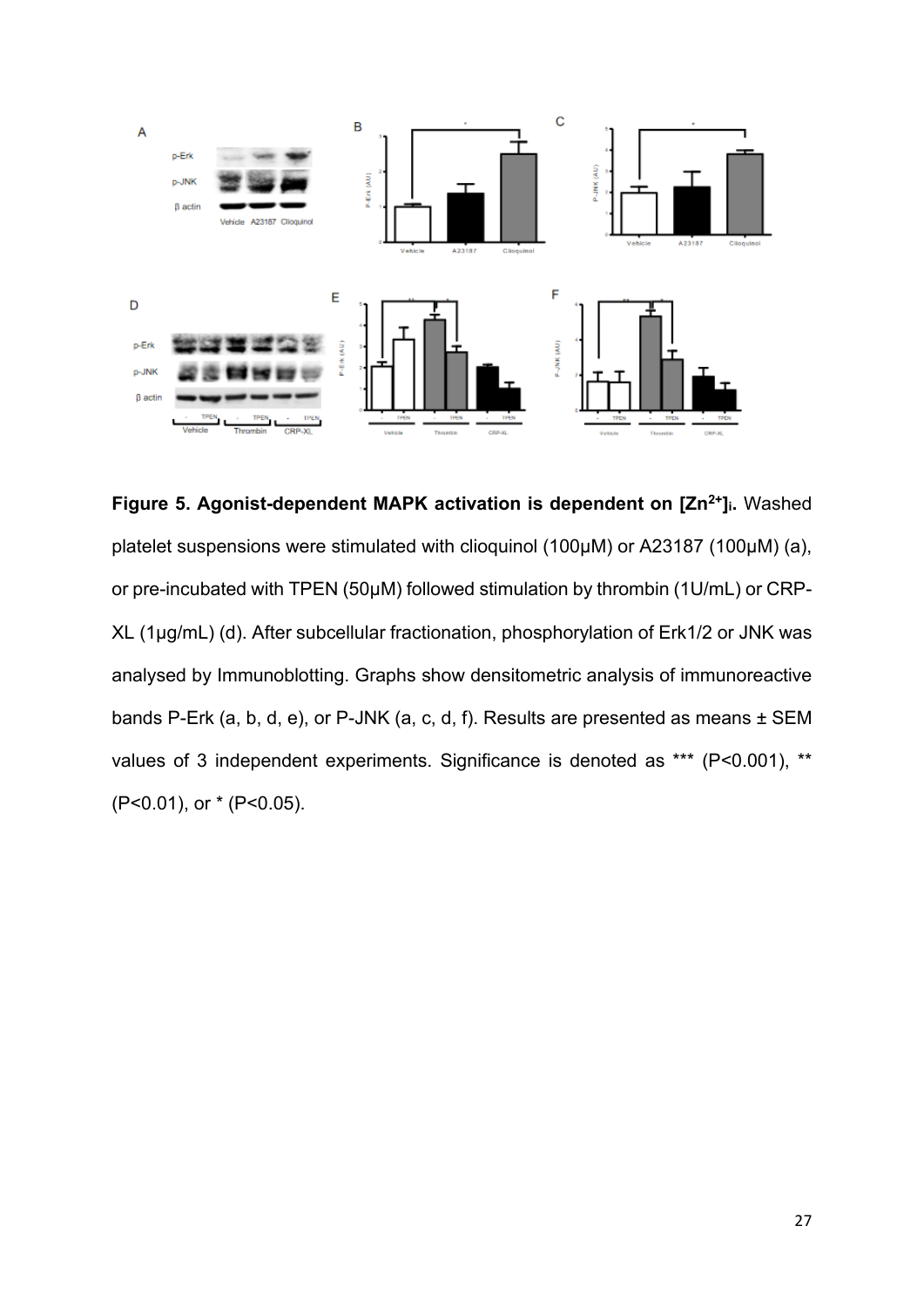**Figure 5. Agonist-dependent MAPK activation is dependent on $[Zn^{2+}]_i$.** Washed platelet suspensions were stimulated with clioquinol (100µM) or A23187 (100µM) (a), or pre-incubated with TPEN (50µM) followed stimulation by thrombin (1U/mL) or CRP-XL (1µg/mL) (d). After subcellular fractionation, phosphorylation of Erk1/2 or JNK was analysed by Immunoblotting. Graphs show densitometric analysis of immunoreactive bands P-Erk (a, b, d, e), or P-JNK (a, c, d, f). Results are presented as means ± SEM values of 3 independent experiments. Significance is denoted as *** (P<0.001), ** (P<0.01), or * (P<0.05).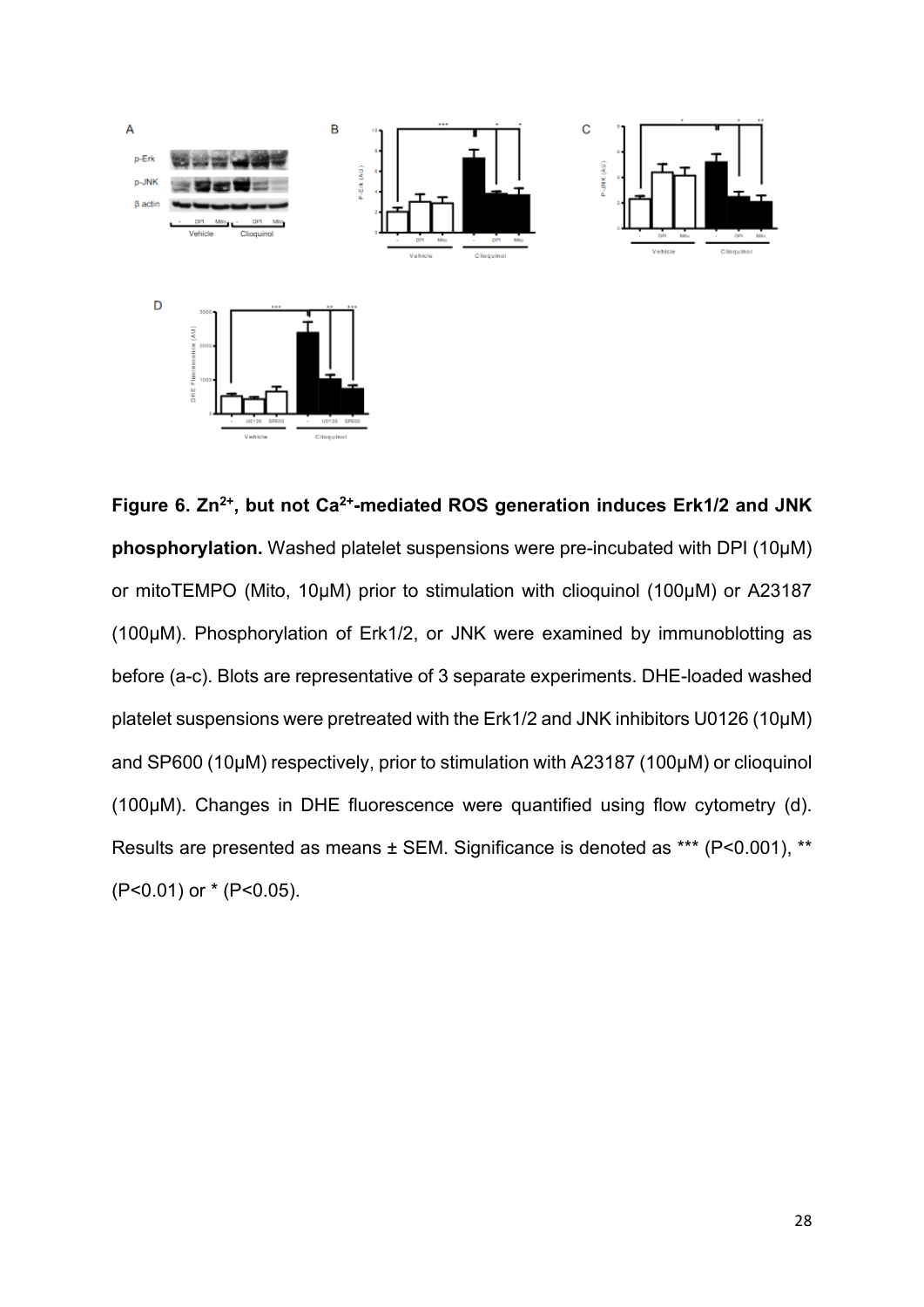**Figure 6. $Zn^{2+}$, but not $Ca^{2+}$-mediated ROS generation induces Erk1/2 and JNK phosphorylation.** Washed platelet suspensions were pre-incubated with DPI (10μM) or mitoTEMPO (Mito, 10μM) prior to stimulation with clioquinol (100μM) or A23187 (100μM). Phosphorylation of Erk1/2, or JNK were examined by immunoblotting as before (a-c). Blots are representative of 3 separate experiments. DHE-loaded washed platelet suspensions were pretreated with the Erk1/2 and JNK inhibitors U0126 (10μM) and SP600 (10μM) respectively, prior to stimulation with A23187 (100μM) or clioquinol (100μM). Changes in DHE fluorescence were quantified using flow cytometry (d). Results are presented as means ± SEM. Significance is denoted as *** ($P<0.001$), ** ($P<0.01$) or * ($P<0.05$).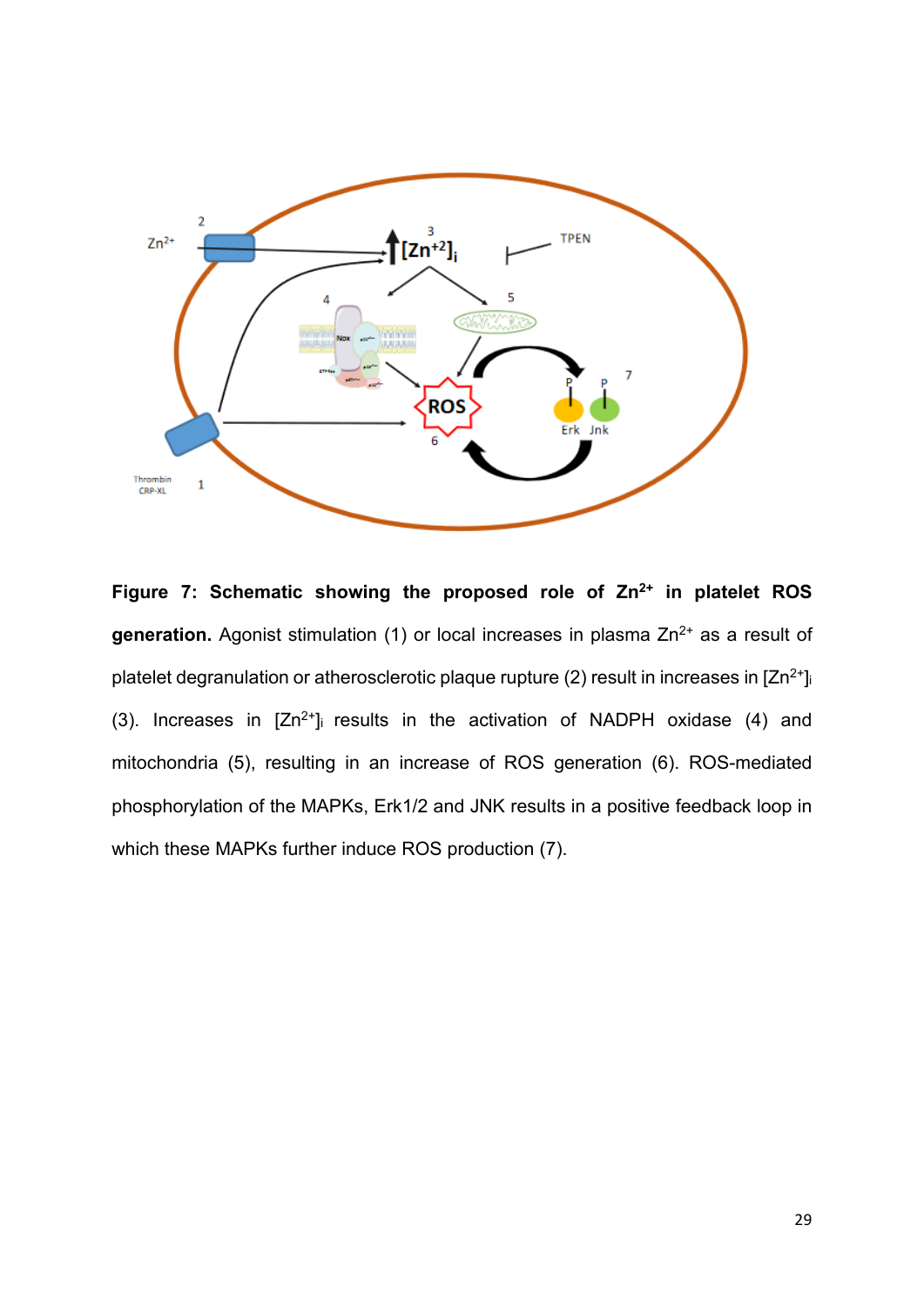**Figure 7: Schematic showing the proposed role of $Zn^{2+}$ in platelet ROS generation.** Agonist stimulation (1) or local increases in plasma $Zn^{2+}$ as a result of platelet degranulation or atherosclerotic plaque rupture (2) result in increases in $[Zn^{2+}]_i$ (3). Increases in $[Zn^{2+}]_i$ results in the activation of NADPH oxidase (4) and mitochondria (5), resulting in an increase of ROS generation (6). ROS-mediated phosphorylation of the MAPKs, Erk1/2 and JNK results in a positive feedback loop in which these MAPKs further induce ROS production (7).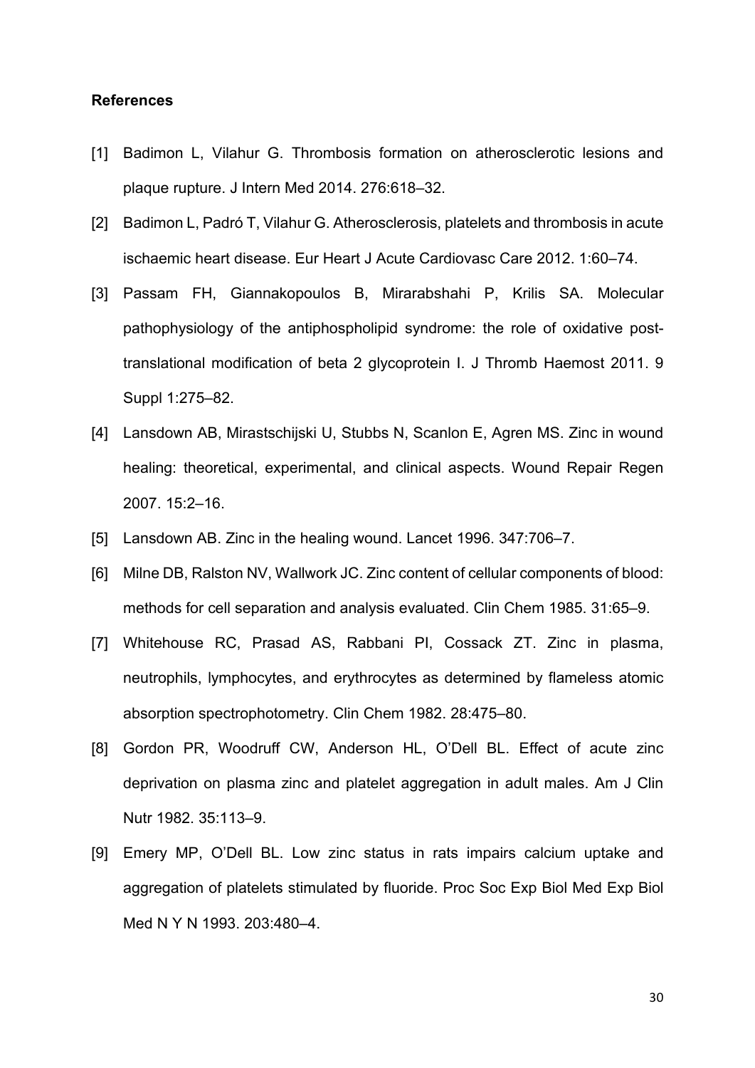**References**

[1] Badimon L, Vilahur G. Thrombosis formation on atherosclerotic lesions and plaque rupture. J Intern Med 2014. 276:618–32.

[2] Badimon L, Padró T, Vilahur G. Atherosclerosis, platelets and thrombosis in acute ischaemic heart disease. Eur Heart J Acute Cardiovasc Care 2012. 1:60–74.

[3] Passam FH, Giannakopoulos B, Mirarabshahi P, Krilis SA. Molecular pathophysiology of the antiphospholipid syndrome: the role of oxidative post-translational modification of beta 2 glycoprotein I. J Thromb Haemost 2011. 9 Suppl 1:275–82.

[4] Lansdown AB, Mirastschijski U, Stubbs N, Scanlon E, Agren MS. Zinc in wound healing: theoretical, experimental, and clinical aspects. Wound Repair Regen 2007. 15:2–16.

[5] Lansdown AB. Zinc in the healing wound. Lancet 1996. 347:706–7.

[6] Milne DB, Ralston NV, Wallwork JC. Zinc content of cellular components of blood: methods for cell separation and analysis evaluated. Clin Chem 1985. 31:65–9.

[7] Whitehouse RC, Prasad AS, Rabbani PI, Cossack ZT. Zinc in plasma, neutrophils, lymphocytes, and erythrocytes as determined by flameless atomic absorption spectrophotometry. Clin Chem 1982. 28:475–80.

[8] Gordon PR, Woodruff CW, Anderson HL, O'Dell BL. Effect of acute zinc deprivation on plasma zinc and platelet aggregation in adult males. Am J Clin Nutr 1982. 35:113–9.

[9] Emery MP, O'Dell BL. Low zinc status in rats impairs calcium uptake and aggregation of platelets stimulated by fluoride. Proc Soc Exp Biol Med Exp Biol Med N Y N 1993. 203:480–4.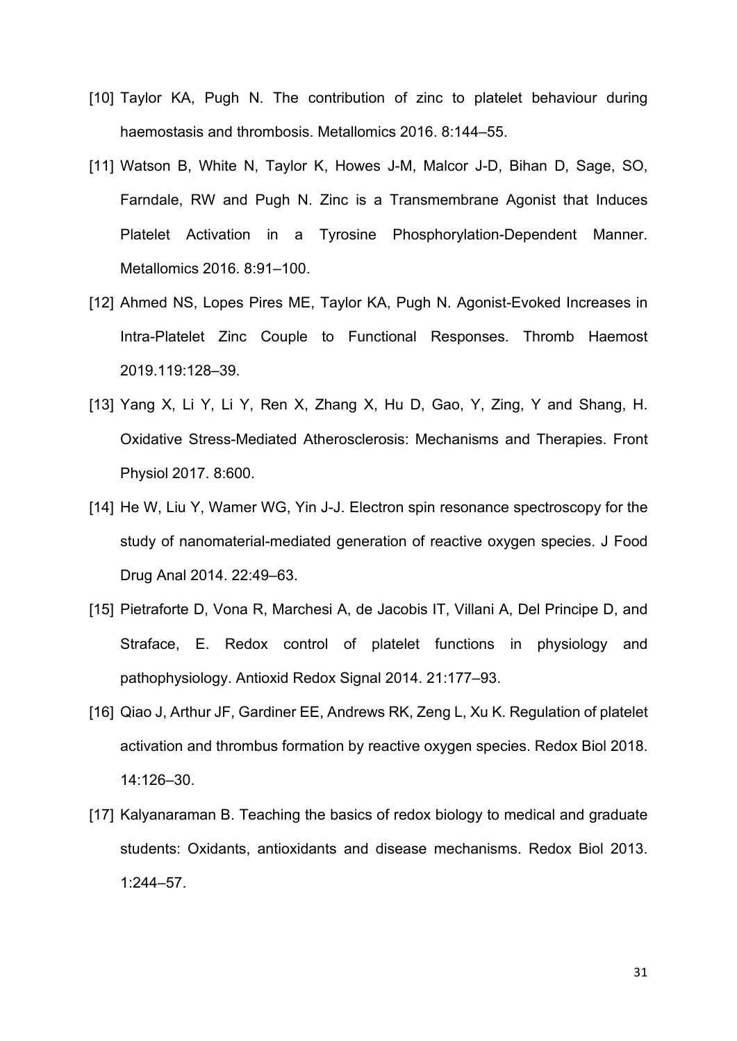[10] Taylor KA, Pugh N. The contribution of zinc to platelet behaviour during haemostasis and thrombosis. Metallomics 2016. 8:144–55.

[11] Watson B, White N, Taylor K, Howes J-M, Malcor J-D, Bihan D, Sage, SO, Farndale, RW and Pugh N. Zinc is a Transmembrane Agonist that Induces Platelet Activation in a Tyrosine Phosphorylation-Dependent Manner. Metallomics 2016. 8:91–100.

[12] Ahmed NS, Lopes Pires ME, Taylor KA, Pugh N. Agonist-Evoked Increases in Intra-Platelet Zinc Couple to Functional Responses. Thromb Haemost 2019.119:128–39.

[13] Yang X, Li Y, Li Y, Ren X, Zhang X, Hu D, Gao, Y, Zing, Y and Shang, H. Oxidative Stress-Mediated Atherosclerosis: Mechanisms and Therapies. Front Physiol 2017. 8:600.

[14] He W, Liu Y, Wamer WG, Yin J-J. Electron spin resonance spectroscopy for the study of nanomaterial-mediated generation of reactive oxygen species. J Food Drug Anal 2014. 22:49–63.

[15] Pietraforte D, Vona R, Marchesi A, de Jacobis IT, Villani A, Del Principe D, and Straface, E. Redox control of platelet functions in physiology and pathophysiology. Antioxid Redox Signal 2014. 21:177–93.

[16] Qiao J, Arthur JF, Gardiner EE, Andrews RK, Zeng L, Xu K. Regulation of platelet activation and thrombus formation by reactive oxygen species. Redox Biol 2018. 14:126–30.

[17] Kalyanaraman B. Teaching the basics of redox biology to medical and graduate students: Oxidants, antioxidants and disease mechanisms. Redox Biol 2013. 1:244–57.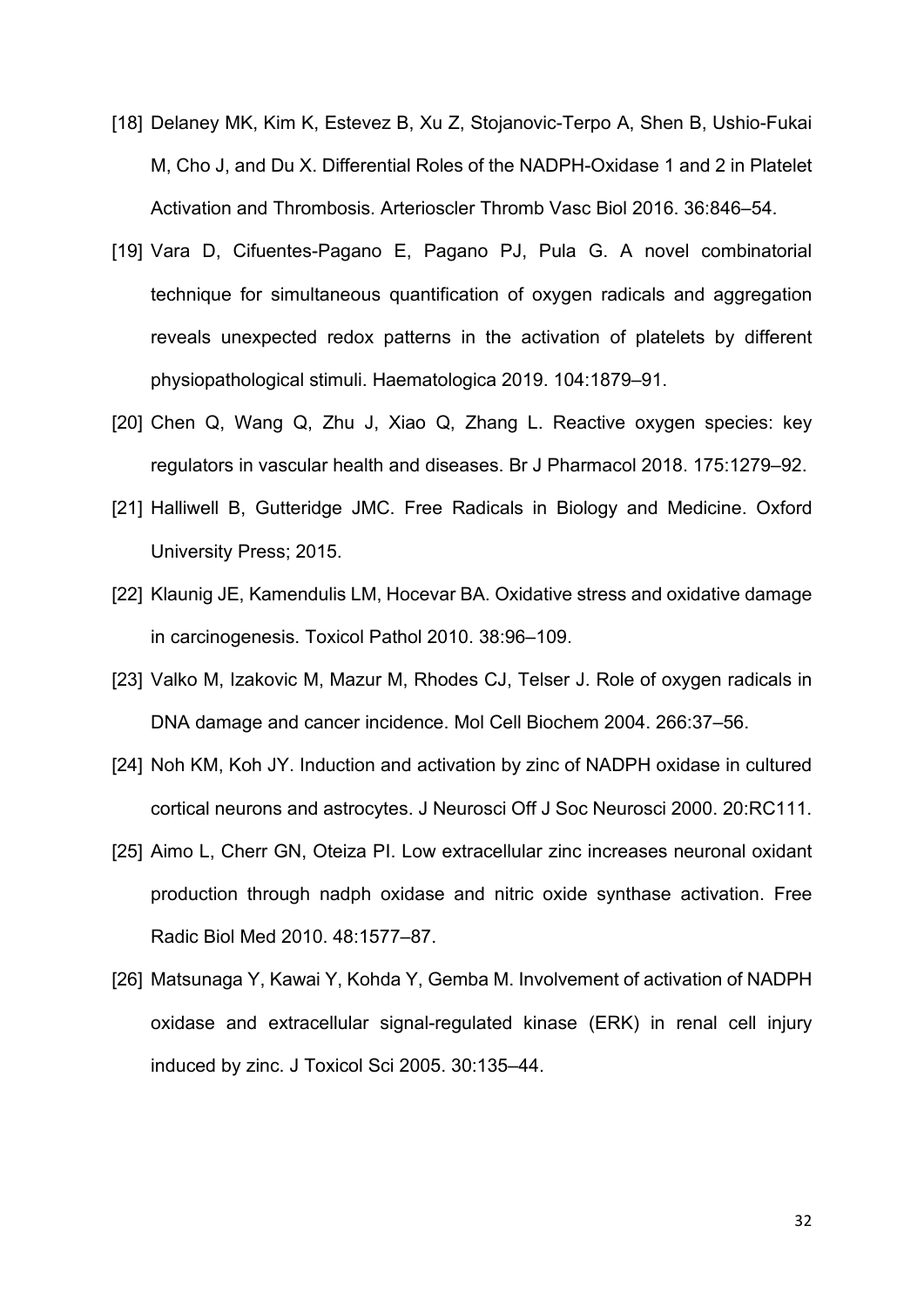[18] Delaney MK, Kim K, Estevez B, Xu Z, Stojanovic-Terpo A, Shen B, Ushio-Fukai M, Cho J, and Du X. Differential Roles of the NADPH-Oxidase 1 and 2 in Platelet Activation and Thrombosis. Arterioscler Thromb Vasc Biol 2016. 36:846–54.

[19] Vara D, Cifuentes-Pagano E, Pagano PJ, Pula G. A novel combinatorial technique for simultaneous quantification of oxygen radicals and aggregation reveals unexpected redox patterns in the activation of platelets by different physiopathological stimuli. Haematologica 2019. 104:1879–91.

[20] Chen Q, Wang Q, Zhu J, Xiao Q, Zhang L. Reactive oxygen species: key regulators in vascular health and diseases. Br J Pharmacol 2018. 175:1279–92.

[21] Halliwell B, Gutteridge JMC. Free Radicals in Biology and Medicine. Oxford University Press; 2015.

[22] Klaunig JE, Kamendulis LM, Hocevar BA. Oxidative stress and oxidative damage in carcinogenesis. Toxicol Pathol 2010. 38:96–109.

[23] Valko M, Izakovic M, Mazur M, Rhodes CJ, Telser J. Role of oxygen radicals in DNA damage and cancer incidence. Mol Cell Biochem 2004. 266:37–56.

[24] Noh KM, Koh JY. Induction and activation by zinc of NADPH oxidase in cultured cortical neurons and astrocytes. J Neurosci Off J Soc Neurosci 2000. 20:RC111.

[25] Aimo L, Cherr GN, Oteiza PI. Low extracellular zinc increases neuronal oxidant production through nadph oxidase and nitric oxide synthase activation. Free Radic Biol Med 2010. 48:1577–87.

[26] Matsunaga Y, Kawai Y, Kohda Y, Gemba M. Involvement of activation of NADPH oxidase and extracellular signal-regulated kinase (ERK) in renal cell injury induced by zinc. J Toxicol Sci 2005. 30:135–44.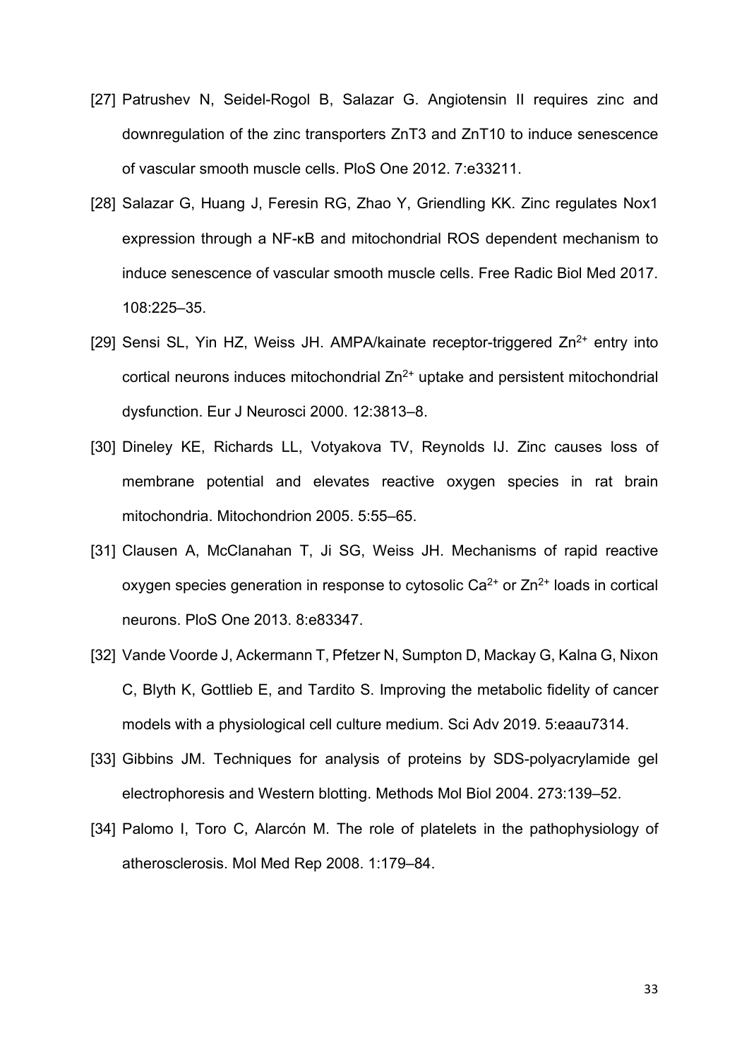[27] Patrushev N, Seidel-Rogol B, Salazar G. Angiotensin II requires zinc and downregulation of the zinc transporters ZnT3 and ZnT10 to induce senescence of vascular smooth muscle cells. PloS One 2012. 7:e33211.

[28] Salazar G, Huang J, Feresin RG, Zhao Y, Griendling KK. Zinc regulates Nox1 expression through a NF-κB and mitochondrial ROS dependent mechanism to induce senescence of vascular smooth muscle cells. Free Radic Biol Med 2017. 108:225–35.

[29] Sensi SL, Yin HZ, Weiss JH. AMPA/kainate receptor-triggered $Zn^{2+}$ entry into cortical neurons induces mitochondrial $Zn^{2+}$ uptake and persistent mitochondrial dysfunction. Eur J Neurosci 2000. 12:3813–8.

[30] Dineley KE, Richards LL, Votyakova TV, Reynolds IJ. Zinc causes loss of membrane potential and elevates reactive oxygen species in rat brain mitochondria. Mitochondrion 2005. 5:55–65.

[31] Clausen A, McClanahan T, Ji SG, Weiss JH. Mechanisms of rapid reactive oxygen species generation in response to cytosolic $Ca^{2+}$ or $Zn^{2+}$ loads in cortical neurons. PloS One 2013. 8:e83347.

[32] Vande Voorde J, Ackermann T, Pfetzer N, Sumpton D, Mackay G, Kalna G, Nixon C, Blyth K, Gottlieb E, and Tardito S. Improving the metabolic fidelity of cancer models with a physiological cell culture medium. Sci Adv 2019. 5:eaau7314.

[33] Gibbins JM. Techniques for analysis of proteins by SDS-polyacrylamide gel electrophoresis and Western blotting. Methods Mol Biol 2004. 273:139–52.

[34] Palomo I, Toro C, Alarcón M. The role of platelets in the pathophysiology of atherosclerosis. Mol Med Rep 2008. 1:179–84.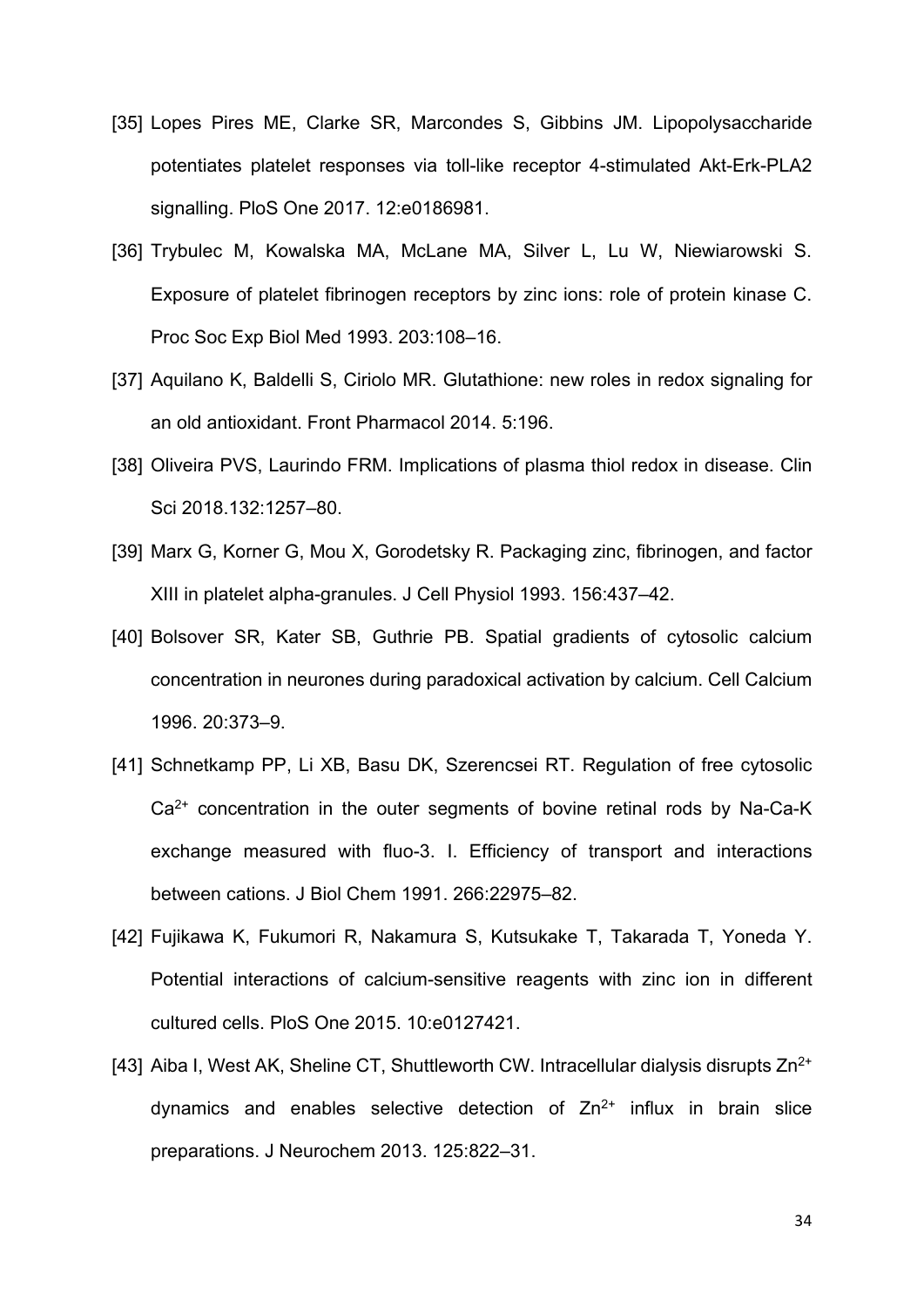[35] Lopes Pires ME, Clarke SR, Marcondes S, Gibbins JM. Lipopolysaccharide potentiates platelet responses via toll-like receptor 4-stimulated Akt-Erk-PLA2 signalling. PloS One 2017. 12:e0186981.

[36] Trybulec M, Kowalska MA, McLane MA, Silver L, Lu W, Niewiarowski S. Exposure of platelet fibrinogen receptors by zinc ions: role of protein kinase C. Proc Soc Exp Biol Med 1993. 203:108–16.

[37] Aquilano K, Baldelli S, Ciriolo MR. Glutathione: new roles in redox signaling for an old antioxidant. Front Pharmacol 2014. 5:196.

[38] Oliveira PVS, Laurindo FRM. Implications of plasma thiol redox in disease. Clin Sci 2018.132:1257–80.

[39] Marx G, Korner G, Mou X, Gorodetsky R. Packaging zinc, fibrinogen, and factor XIII in platelet alpha-granules. J Cell Physiol 1993. 156:437–42.

[40] Bolsover SR, Kater SB, Guthrie PB. Spatial gradients of cytosolic calcium concentration in neurones during paradoxical activation by calcium. Cell Calcium 1996. 20:373–9.

[41] Schnetkamp PP, Li XB, Basu DK, Szerencsei RT. Regulation of free cytosolic $Ca^{2+}$ concentration in the outer segments of bovine retinal rods by Na-Ca-K exchange measured with fluo-3. I. Efficiency of transport and interactions between cations. J Biol Chem 1991. 266:22975–82.

[42] Fujikawa K, Fukumori R, Nakamura S, Kutsukake T, Takarada T, Yoneda Y. Potential interactions of calcium-sensitive reagents with zinc ion in different cultured cells. PloS One 2015. 10:e0127421.

[43] Aiba I, West AK, Sheline CT, Shuttleworth CW. Intracellular dialysis disrupts $Zn^{2+}$ dynamics and enables selective detection of $Zn^{2+}$ influx in brain slice preparations. J Neurochem 2013. 125:822–31.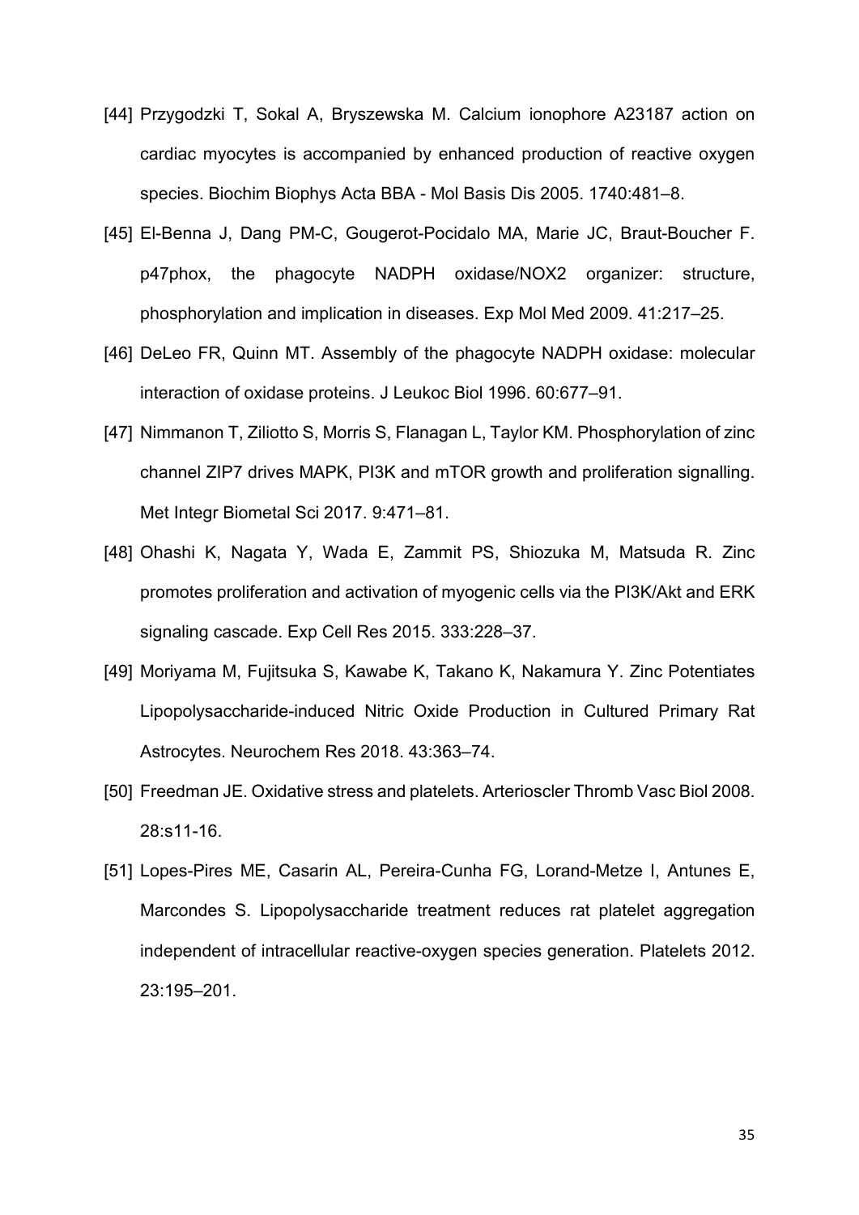[44] Przygodzki T, Sokal A, Bryszewska M. Calcium ionophore A23187 action on cardiac myocytes is accompanied by enhanced production of reactive oxygen species. Biochim Biophys Acta BBA - Mol Basis Dis 2005. 1740:481–8.

[45] El-Benna J, Dang PM-C, Gougerot-Pocidalo MA, Marie JC, Braut-Boucher F. p47phox, the phagocyte NADPH oxidase/NOX2 organizer: structure, phosphorylation and implication in diseases. Exp Mol Med 2009. 41:217–25.

[46] DeLeo FR, Quinn MT. Assembly of the phagocyte NADPH oxidase: molecular interaction of oxidase proteins. J Leukoc Biol 1996. 60:677–91.

[47] Nimmanon T, Ziliotto S, Morris S, Flanagan L, Taylor KM. Phosphorylation of zinc channel ZIP7 drives MAPK, PI3K and mTOR growth and proliferation signalling. Met Integr Biometal Sci 2017. 9:471–81.

[48] Ohashi K, Nagata Y, Wada E, Zammit PS, Shiozuka M, Matsuda R. Zinc promotes proliferation and activation of myogenic cells via the PI3K/Akt and ERK signaling cascade. Exp Cell Res 2015. 333:228–37.

[49] Moriyama M, Fujitsuka S, Kawabe K, Takano K, Nakamura Y. Zinc Potentiates Lipopolysaccharide-induced Nitric Oxide Production in Cultured Primary Rat Astrocytes. Neurochem Res 2018. 43:363–74.

[50] Freedman JE. Oxidative stress and platelets. Arterioscler Thromb Vasc Biol 2008. 28:s11-16.

[51] Lopes-Pires ME, Casarin AL, Pereira-Cunha FG, Lorand-Metze I, Antunes E, Marcondes S. Lipopolysaccharide treatment reduces rat platelet aggregation independent of intracellular reactive-oxygen species generation. Platelets 2012. 23:195–201.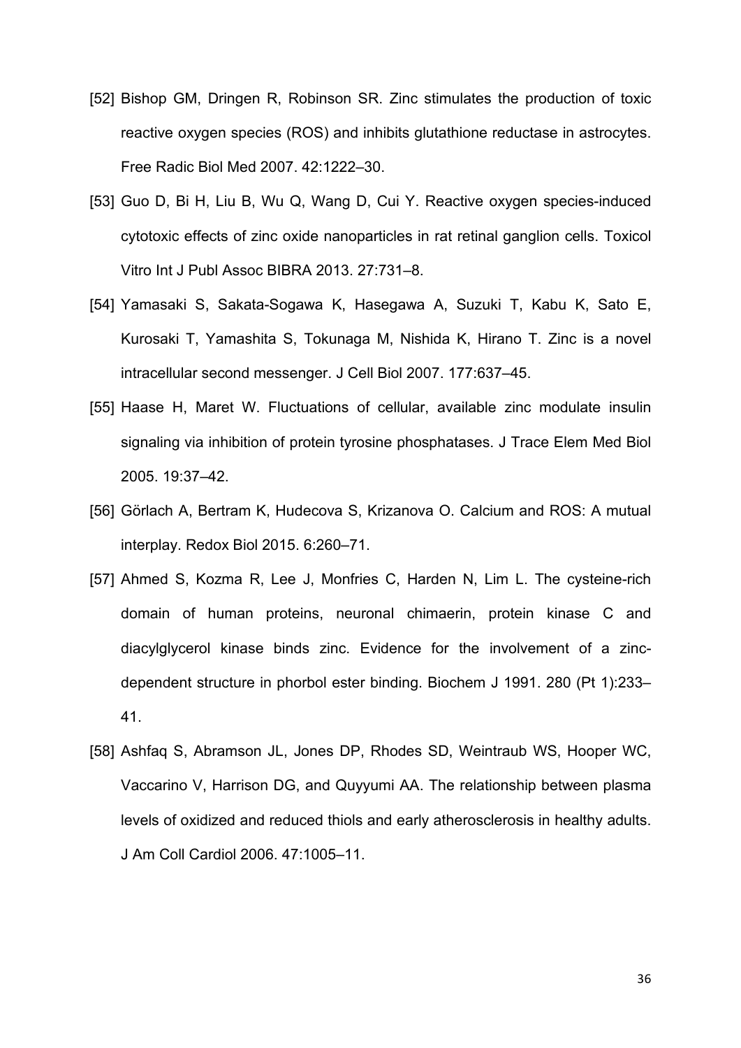[52] Bishop GM, Dringen R, Robinson SR. Zinc stimulates the production of toxic reactive oxygen species (ROS) and inhibits glutathione reductase in astrocytes. Free Radic Biol Med 2007. 42:1222–30.

[53] Guo D, Bi H, Liu B, Wu Q, Wang D, Cui Y. Reactive oxygen species-induced cytotoxic effects of zinc oxide nanoparticles in rat retinal ganglion cells. Toxicol Vitro Int J Publ Assoc BIBRA 2013. 27:731–8.

[54] Yamasaki S, Sakata-Sogawa K, Hasegawa A, Suzuki T, Kabu K, Sato E, Kurosaki T, Yamashita S, Tokunaga M, Nishida K, Hirano T. Zinc is a novel intracellular second messenger. J Cell Biol 2007. 177:637–45.

[55] Haase H, Maret W. Fluctuations of cellular, available zinc modulate insulin signaling via inhibition of protein tyrosine phosphatases. J Trace Elem Med Biol 2005. 19:37–42.

[56] Görlach A, Bertram K, Hudecova S, Krizanova O. Calcium and ROS: A mutual interplay. Redox Biol 2015. 6:260–71.

[57] Ahmed S, Kozma R, Lee J, Monfries C, Harden N, Lim L. The cysteine-rich domain of human proteins, neuronal chimaerin, protein kinase C and diacylglycerol kinase binds zinc. Evidence for the involvement of a zinc-dependent structure in phorbol ester binding. Biochem J 1991. 280 (Pt 1):233–41.

[58] Ashfaq S, Abramson JL, Jones DP, Rhodes SD, Weintraub WS, Hooper WC, Vaccarino V, Harrison DG, and Quyyumi AA. The relationship between plasma levels of oxidized and reduced thiols and early atherosclerosis in healthy adults. J Am Coll Cardiol 2006. 47:1005–11.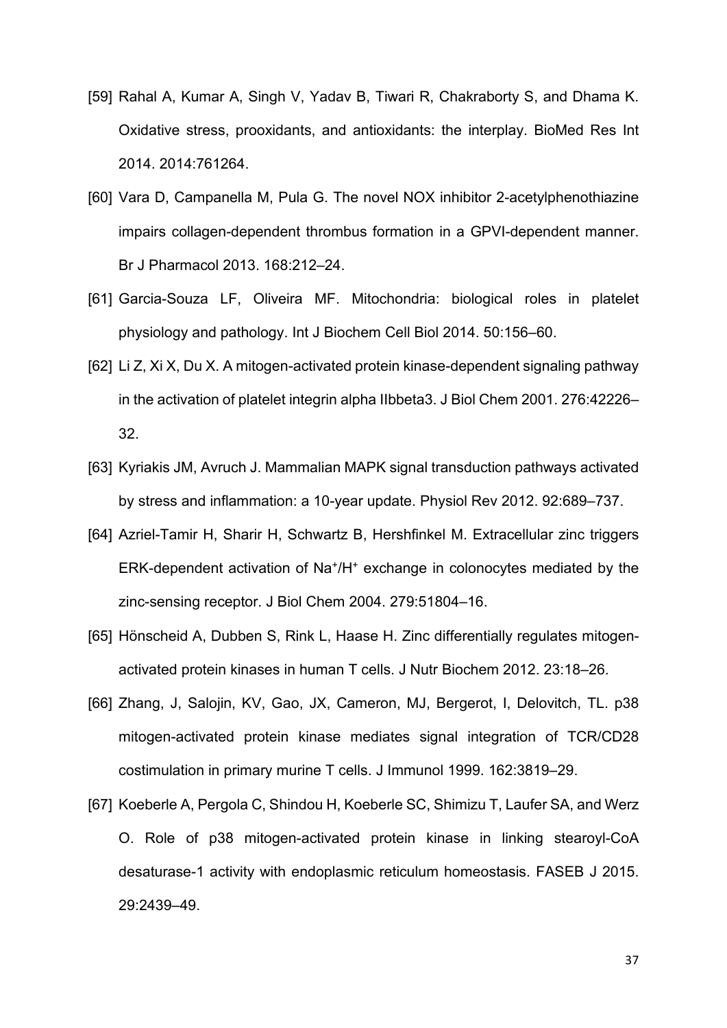[59] Rahal A, Kumar A, Singh V, Yadav B, Tiwari R, Chakraborty S, and Dhama K. Oxidative stress, prooxidants, and antioxidants: the interplay. BioMed Res Int 2014. 2014:761264.

[60] Vara D, Campanella M, Pula G. The novel NOX inhibitor 2-acetylphenothiazine impairs collagen-dependent thrombus formation in a GPVI-dependent manner. Br J Pharmacol 2013. 168:212–24.

[61] Garcia-Souza LF, Oliveira MF. Mitochondria: biological roles in platelet physiology and pathology. Int J Biochem Cell Biol 2014. 50:156–60.

[62] Li Z, Xi X, Du X. A mitogen-activated protein kinase-dependent signaling pathway in the activation of platelet integrin alpha IIbbeta3. J Biol Chem 2001. 276:42226–32.

[63] Kyriakis JM, Avruch J. Mammalian MAPK signal transduction pathways activated by stress and inflammation: a 10-year update. Physiol Rev 2012. 92:689–737.

[64] Azriel-Tamir H, Sharir H, Schwartz B, Hershfinkel M. Extracellular zinc triggers ERK-dependent activation of $Na^+/H^+$ exchange in colonocytes mediated by the zinc-sensing receptor. J Biol Chem 2004. 279:51804–16.

[65] Hönscheid A, Dubben S, Rink L, Haase H. Zinc differentially regulates mitogen-activated protein kinases in human T cells. J Nutr Biochem 2012. 23:18–26.

[66] Zhang, J, Salojin, KV, Gao, JX, Cameron, MJ, Bergerot, I, Delovitch, TL. p38 mitogen-activated protein kinase mediates signal integration of TCR/CD28 costimulation in primary murine T cells. J Immunol 1999. 162:3819–29.

[67] Koeberle A, Pergola C, Shindou H, Koeberle SC, Shimizu T, Laufer SA, and Werz O. Role of p38 mitogen-activated protein kinase in linking stearoyl-CoA desaturase-1 activity with endoplasmic reticulum homeostasis. FASEB J 2015. 29:2439–49.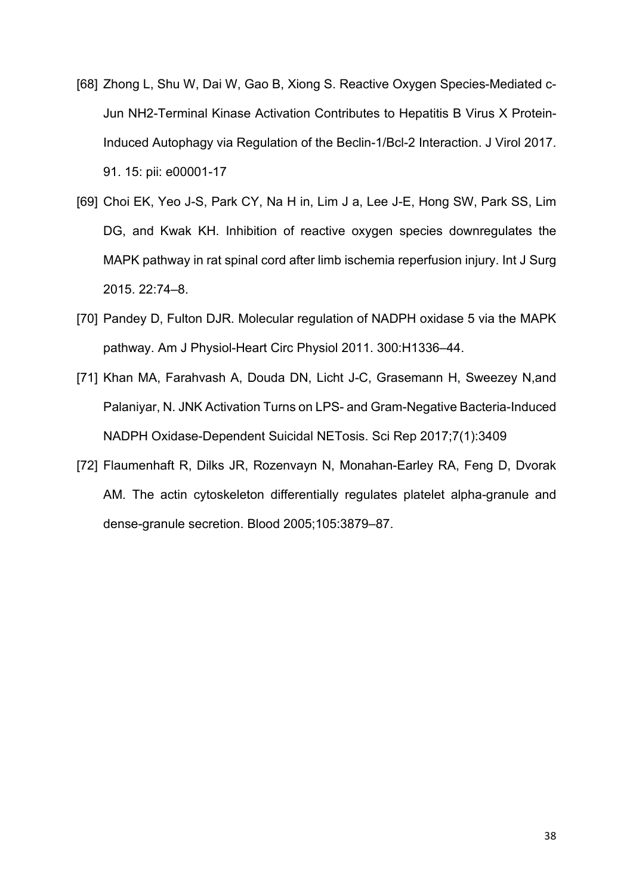[68] Zhong L, Shu W, Dai W, Gao B, Xiong S. Reactive Oxygen Species-Mediated c-Jun NH2-Terminal Kinase Activation Contributes to Hepatitis B Virus X Protein-Induced Autophagy via Regulation of the Beclin-1/Bcl-2 Interaction. J Virol 2017. 91. 15: pii: e00001-17

[69] Choi EK, Yeo J-S, Park CY, Na H in, Lim J a, Lee J-E, Hong SW, Park SS, Lim DG, and Kwak KH. Inhibition of reactive oxygen species downregulates the MAPK pathway in rat spinal cord after limb ischemia reperfusion injury. Int J Surg 2015. 22:74–8.

[70] Pandey D, Fulton DJR. Molecular regulation of NADPH oxidase 5 via the MAPK pathway. Am J Physiol-Heart Circ Physiol 2011. 300:H1336–44.

[71] Khan MA, Farahvash A, Douda DN, Licht J-C, Grasemann H, Sweezey N,and Palaniyar, N. JNK Activation Turns on LPS- and Gram-Negative Bacteria-Induced NADPH Oxidase-Dependent Suicidal NETosis. Sci Rep 2017;7(1):3409

[72] Flaumenhaft R, Dilks JR, Rozenvayn N, Monahan-Earley RA, Feng D, Dvorak AM. The actin cytoskeleton differentially regulates platelet alpha-granule and dense-granule secretion. Blood 2005;105:3879–87.